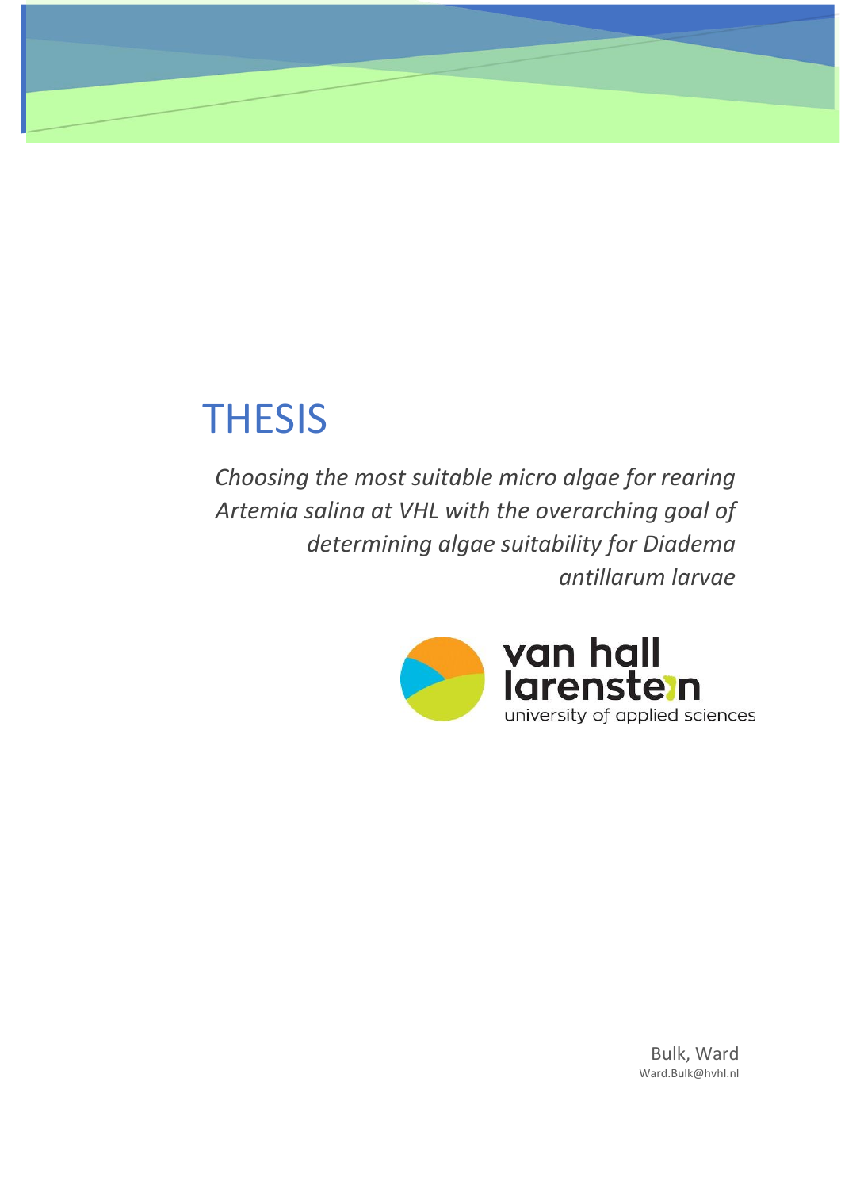# THESIS

*Choosing the most suitable micro algae for rearing Artemia salina at VHL with the overarching goal of determining algae suitability for Diadema antillarum larvae*

van hall larenstein
university of applied sciences

Bulk, Ward
Ward.Bulk@hvhl.nl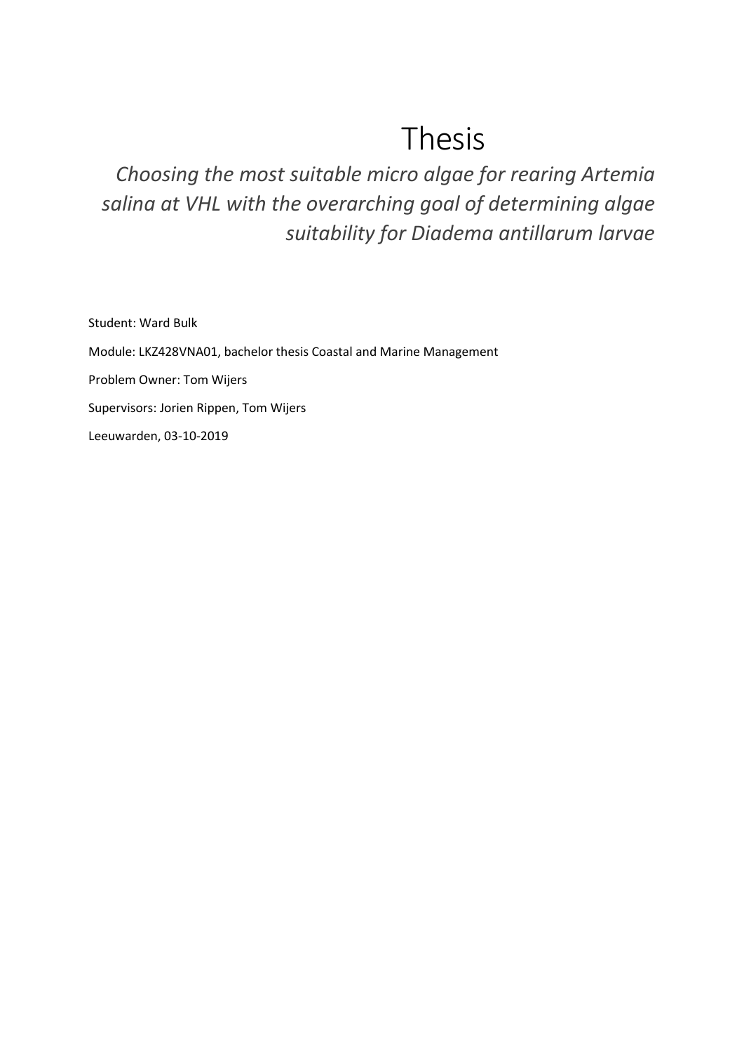# Thesis

*Choosing the most suitable micro algae for rearing Artemia salina at VHL with the overarching goal of determining algae suitability for Diadema antillarum larvae*

Student: Ward Bulk

Module: LKZ428VNA01, bachelor thesis Coastal and Marine Management

Problem Owner: Tom Wijers

Supervisors: Jorien Rippen, Tom Wijers

Leeuwarden, 03-10-2019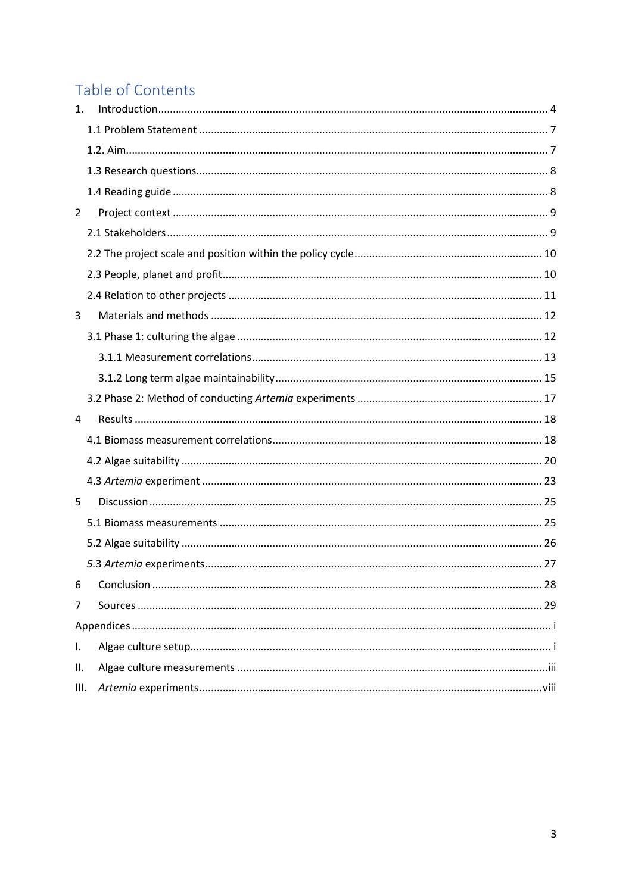# Table of Contents

1. Introduction ... 4
   - 1.1 Problem Statement ... 7
   - 1.2. Aim ... 7
   - 1.3 Research questions ... 8
   - 1.4 Reading guide ... 8
2. Project context ... 9
   - 2.1 Stakeholders ... 9
   - 2.2 The project scale and position within the policy cycle ... 10
   - 2.3 People, planet and profit ... 10
   - 2.4 Relation to other projects ... 11
3. Materials and methods ... 12
   - 3.1 Phase 1: culturing the algae ... 12
     - 3.1.1 Measurement correlations ... 13
     - 3.1.2 Long term algae maintainability ... 15
   - 3.2 Phase 2: Method of conducting *Artemia* experiments ... 17
4. Results ... 18
   - 4.1 Biomass measurement correlations ... 18
   - 4.2 Algae suitability ... 20
   - 4.3 *Artemia* experiment ... 23
5. Discussion ... 25
   - 5.1 Biomass measurements ... 25
   - 5.2 Algae suitability ... 26
   - *5.3 Artemia* experiments ... 27
6. Conclusion ... 28
7. Sources ... 29

Appendices ... i

- I. Algae culture setup ... i
- II. Algae culture measurements ... iii
- III. *Artemia* experiments ... viii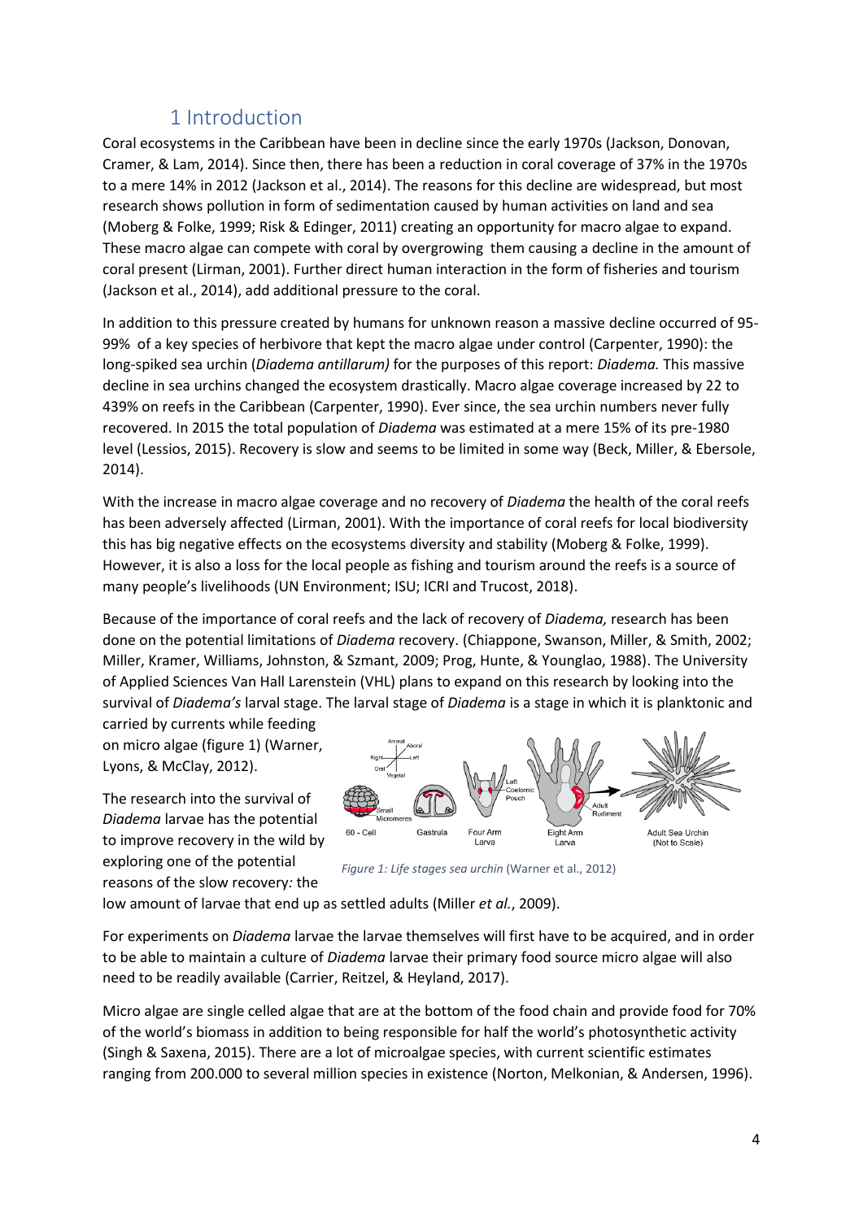# 1 Introduction

Coral ecosystems in the Caribbean have been in decline since the early 1970s (Jackson, Donovan, Cramer, & Lam, 2014). Since then, there has been a reduction in coral coverage of 37% in the 1970s to a mere 14% in 2012 (Jackson et al., 2014). The reasons for this decline are widespread, but most research shows pollution in form of sedimentation caused by human activities on land and sea (Moberg & Folke, 1999; Risk & Edinger, 2011) creating an opportunity for macro algae to expand. These macro algae can compete with coral by overgrowing them causing a decline in the amount of coral present (Lirman, 2001). Further direct human interaction in the form of fisheries and tourism (Jackson et al., 2014), add additional pressure to the coral.

In addition to this pressure created by humans for unknown reason a massive decline occurred of 95-99% of a key species of herbivore that kept the macro algae under control (Carpenter, 1990): the long-spiked sea urchin (*Diadema antillarum)* for the purposes of this report: *Diadema.* This massive decline in sea urchins changed the ecosystem drastically. Macro algae coverage increased by 22 to 439% on reefs in the Caribbean (Carpenter, 1990). Ever since, the sea urchin numbers never fully recovered. In 2015 the total population of *Diadema* was estimated at a mere 15% of its pre-1980 level (Lessios, 2015). Recovery is slow and seems to be limited in some way (Beck, Miller, & Ebersole, 2014).

With the increase in macro algae coverage and no recovery of *Diadema* the health of the coral reefs has been adversely affected (Lirman, 2001). With the importance of coral reefs for local biodiversity this has big negative effects on the ecosystems diversity and stability (Moberg & Folke, 1999). However, it is also a loss for the local people as fishing and tourism around the reefs is a source of many people's livelihoods (UN Environment; ISU; ICRI and Trucost, 2018).

Because of the importance of coral reefs and the lack of recovery of *Diadema,* research has been done on the potential limitations of *Diadema* recovery. (Chiappone, Swanson, Miller, & Smith, 2002; Miller, Kramer, Williams, Johnston, & Szmant, 2009; Prog, Hunte, & Younglao, 1988). The University of Applied Sciences Van Hall Larenstein (VHL) plans to expand on this research by looking into the survival of *Diadema's* larval stage. The larval stage of *Diadema* is a stage in which it is planktonic and carried by currents while feeding on micro algae (figure 1) (Warner, Lyons, & McClay, 2012).

The research into the survival of *Diadema* larvae has the potential to improve recovery in the wild by exploring one of the potential reasons of the slow recovery*:* the low amount of larvae that end up as settled adults (Miller *et al.*, 2009).

*Figure 1: Life stages sea urchin* (Warner et al., 2012)

For experiments on *Diadema* larvae the larvae themselves will first have to be acquired, and in order to be able to maintain a culture of *Diadema* larvae their primary food source micro algae will also need to be readily available (Carrier, Reitzel, & Heyland, 2017).

Micro algae are single celled algae that are at the bottom of the food chain and provide food for 70% of the world's biomass in addition to being responsible for half the world's photosynthetic activity (Singh & Saxena, 2015). There are a lot of microalgae species, with current scientific estimates ranging from 200.000 to several million species in existence (Norton, Melkonian, & Andersen, 1996).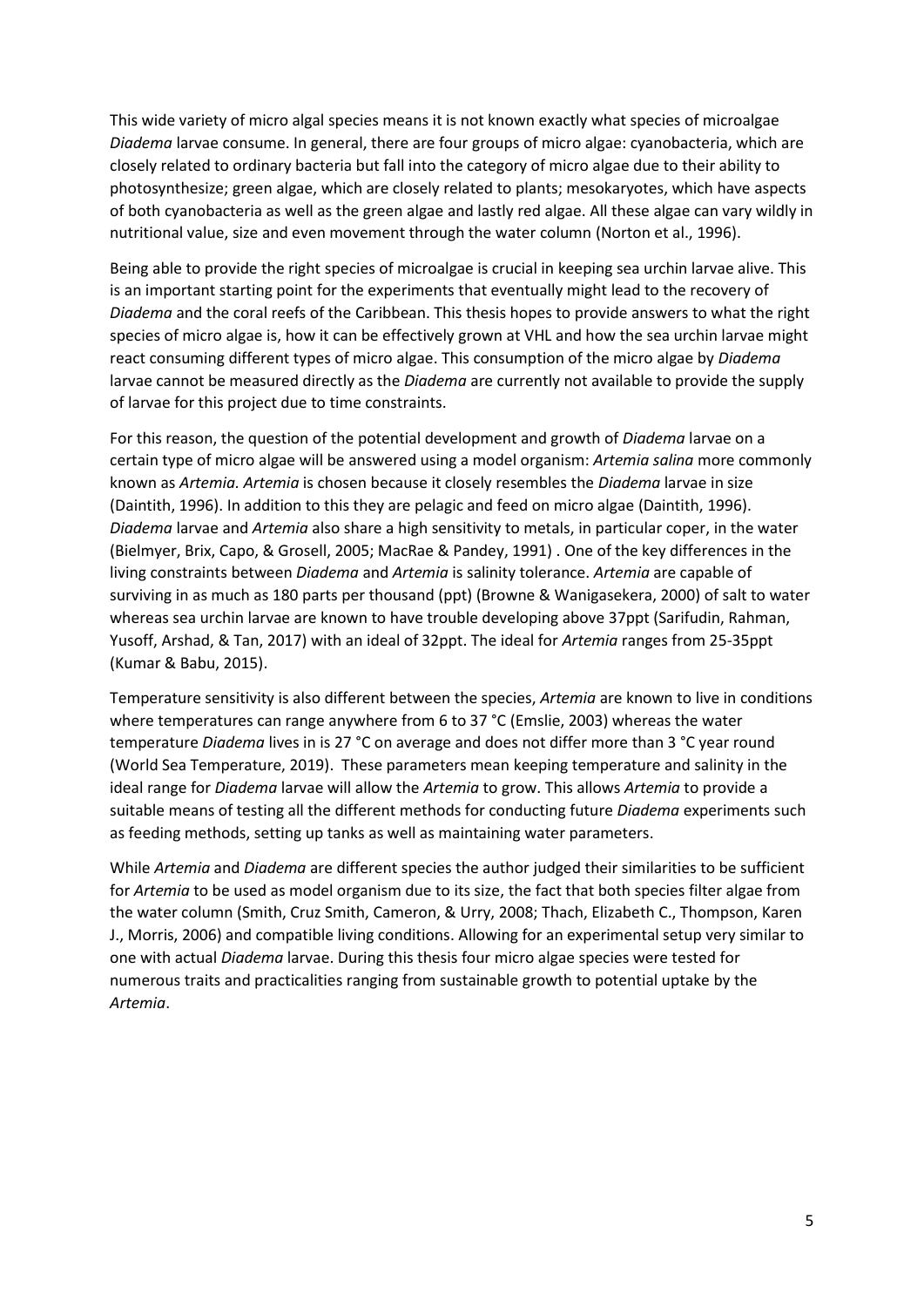This wide variety of micro algal species means it is not known exactly what species of microalgae *Diadema* larvae consume. In general, there are four groups of micro algae: cyanobacteria, which are closely related to ordinary bacteria but fall into the category of micro algae due to their ability to photosynthesize; green algae, which are closely related to plants; mesokaryotes, which have aspects of both cyanobacteria as well as the green algae and lastly red algae. All these algae can vary wildly in nutritional value, size and even movement through the water column (Norton et al., 1996).

Being able to provide the right species of microalgae is crucial in keeping sea urchin larvae alive. This is an important starting point for the experiments that eventually might lead to the recovery of *Diadema* and the coral reefs of the Caribbean. This thesis hopes to provide answers to what the right species of micro algae is, how it can be effectively grown at VHL and how the sea urchin larvae might react consuming different types of micro algae. This consumption of the micro algae by *Diadema* larvae cannot be measured directly as the *Diadema* are currently not available to provide the supply of larvae for this project due to time constraints.

For this reason, the question of the potential development and growth of *Diadema* larvae on a certain type of micro algae will be answered using a model organism: *Artemia salina* more commonly known as *Artemia. Artemia* is chosen because it closely resembles the *Diadema* larvae in size (Daintith, 1996). In addition to this they are pelagic and feed on micro algae (Daintith, 1996). *Diadema* larvae and *Artemia* also share a high sensitivity to metals, in particular coper, in the water (Bielmyer, Brix, Capo, & Grosell, 2005; MacRae & Pandey, 1991) . One of the key differences in the living constraints between *Diadema* and *Artemia* is salinity tolerance. *Artemia* are capable of surviving in as much as 180 parts per thousand (ppt) (Browne & Wanigasekera, 2000) of salt to water whereas sea urchin larvae are known to have trouble developing above 37ppt (Sarifudin, Rahman, Yusoff, Arshad, & Tan, 2017) with an ideal of 32ppt. The ideal for *Artemia* ranges from 25-35ppt (Kumar & Babu, 2015).

Temperature sensitivity is also different between the species, *Artemia* are known to live in conditions where temperatures can range anywhere from 6 to 37 °C (Emslie, 2003) whereas the water temperature *Diadema* lives in is 27 °C on average and does not differ more than 3 °C year round (World Sea Temperature, 2019). These parameters mean keeping temperature and salinity in the ideal range for *Diadema* larvae will allow the *Artemia* to grow. This allows *Artemia* to provide a suitable means of testing all the different methods for conducting future *Diadema* experiments such as feeding methods, setting up tanks as well as maintaining water parameters.

While *Artemia* and *Diadema* are different species the author judged their similarities to be sufficient for *Artemia* to be used as model organism due to its size, the fact that both species filter algae from the water column (Smith, Cruz Smith, Cameron, & Urry, 2008; Thach, Elizabeth C., Thompson, Karen J., Morris, 2006) and compatible living conditions. Allowing for an experimental setup very similar to one with actual *Diadema* larvae. During this thesis four micro algae species were tested for numerous traits and practicalities ranging from sustainable growth to potential uptake by the *Artemia*.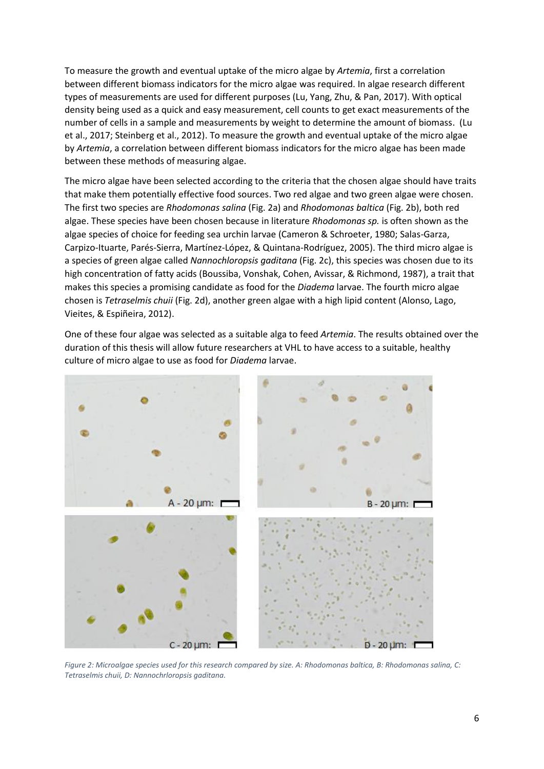To measure the growth and eventual uptake of the micro algae by *Artemia*, first a correlation between different biomass indicators for the micro algae was required. In algae research different types of measurements are used for different purposes (Lu, Yang, Zhu, & Pan, 2017). With optical density being used as a quick and easy measurement, cell counts to get exact measurements of the number of cells in a sample and measurements by weight to determine the amount of biomass. (Lu et al., 2017; Steinberg et al., 2012). To measure the growth and eventual uptake of the micro algae by *Artemia*, a correlation between different biomass indicators for the micro algae has been made between these methods of measuring algae.

The micro algae have been selected according to the criteria that the chosen algae should have traits that make them potentially effective food sources. Two red algae and two green algae were chosen. The first two species are *Rhodomonas salina* (Fig. 2a) and *Rhodomonas baltica* (Fig. 2b), both red algae. These species have been chosen because in literature *Rhodomonas sp.* is often shown as the algae species of choice for feeding sea urchin larvae (Cameron & Schroeter, 1980; Salas-Garza, Carpizo-Ituarte, Parés-Sierra, Martínez-López, & Quintana-Rodríguez, 2005). The third micro algae is a species of green algae called *Nannochloropsis gaditana* (Fig. 2c), this species was chosen due to its high concentration of fatty acids (Boussiba, Vonshak, Cohen, Avissar, & Richmond, 1987), a trait that makes this species a promising candidate as food for the *Diadema* larvae. The fourth micro algae chosen is *Tetraselmis chuii* (Fig. 2d), another green algae with a high lipid content (Alonso, Lago, Vieites, & Espiñeira, 2012).

One of these four algae was selected as a suitable alga to feed *Artemia*. The results obtained over the duration of this thesis will allow future researchers at VHL to have access to a suitable, healthy culture of micro algae to use as food for *Diadema* larvae.

A - 20 µm:

B - 20 µm:

C - 20 µm:

D - 20 µm:

*Figure 2: Microalgae species used for this research compared by size. A: Rhodomonas baltica, B: Rhodomonas salina, C: Tetraselmis chuii, D: Nannochrloropsis gaditana.*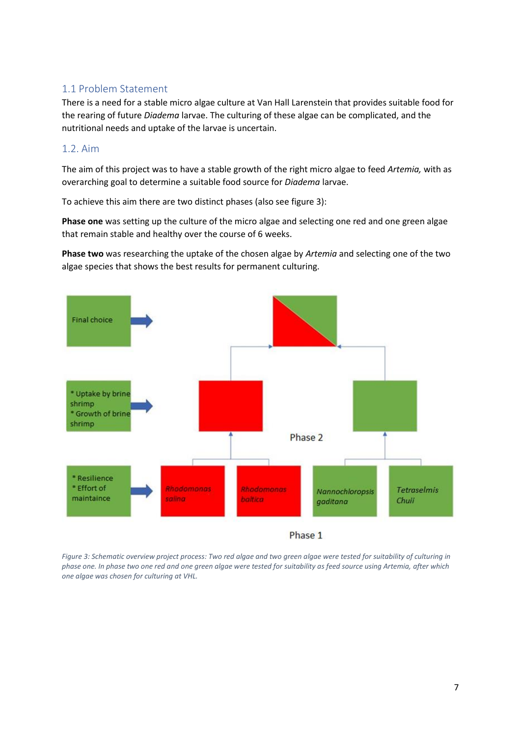## 1.1 Problem Statement

There is a need for a stable micro algae culture at Van Hall Larenstein that provides suitable food for the rearing of future *Diadema* larvae. The culturing of these algae can be complicated, and the nutritional needs and uptake of the larvae is uncertain.

## 1.2. Aim

The aim of this project was to have a stable growth of the right micro algae to feed *Artemia,* with as overarching goal to determine a suitable food source for *Diadema* larvae.

To achieve this aim there are two distinct phases (also see figure 3):

**Phase one** was setting up the culture of the micro algae and selecting one red and one green algae that remain stable and healthy over the course of 6 weeks.

**Phase two** was researching the uptake of the chosen algae by *Artemia* and selecting one of the two algae species that shows the best results for permanent culturing.

Final choice

* Uptake by brine shrimp
* Growth of brine shrimp

Phase 2

* Resilience
* Effort of maintaince

*Rhodomonas salina* | *Rhodomonas baltica* | *Nannochloropsis gaditana* | *Tetraselmis Chuii*

Phase 1

*Figure 3: Schematic overview project process: Two red algae and two green algae were tested for suitability of culturing in phase one. In phase two one red and one green algae were tested for suitability as feed source using Artemia, after which one algae was chosen for culturing at VHL.*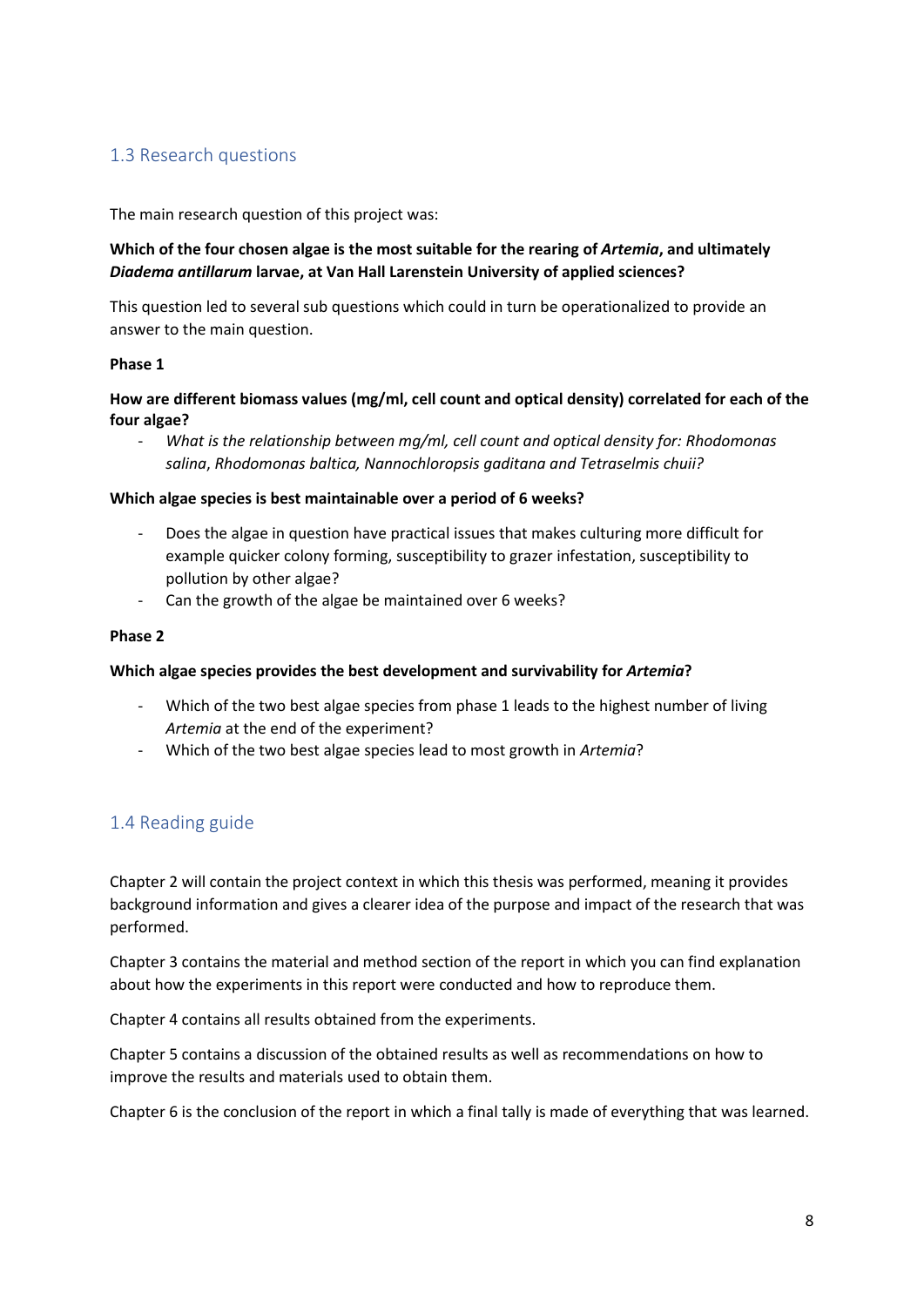## 1.3 Research questions

The main research question of this project was:

**Which of the four chosen algae is the most suitable for the rearing of *Artemia*, and ultimately *Diadema antillarum* larvae, at Van Hall Larenstein University of applied sciences?**

This question led to several sub questions which could in turn be operationalized to provide an answer to the main question.

**Phase 1**

**How are different biomass values (mg/ml, cell count and optical density) correlated for each of the four algae?**

- *What is the relationship between mg/ml, cell count and optical density for: Rhodomonas salina, Rhodomonas baltica, Nannochloropsis gaditana and Tetraselmis chuii?*

**Which algae species is best maintainable over a period of 6 weeks?**

- Does the algae in question have practical issues that makes culturing more difficult for example quicker colony forming, susceptibility to grazer infestation, susceptibility to pollution by other algae?
- Can the growth of the algae be maintained over 6 weeks?

**Phase 2**

**Which algae species provides the best development and survivability for *Artemia*?**

- Which of the two best algae species from phase 1 leads to the highest number of living *Artemia* at the end of the experiment?
- Which of the two best algae species lead to most growth in *Artemia*?

## 1.4 Reading guide

Chapter 2 will contain the project context in which this thesis was performed, meaning it provides background information and gives a clearer idea of the purpose and impact of the research that was performed.

Chapter 3 contains the material and method section of the report in which you can find explanation about how the experiments in this report were conducted and how to reproduce them.

Chapter 4 contains all results obtained from the experiments.

Chapter 5 contains a discussion of the obtained results as well as recommendations on how to improve the results and materials used to obtain them.

Chapter 6 is the conclusion of the report in which a final tally is made of everything that was learned.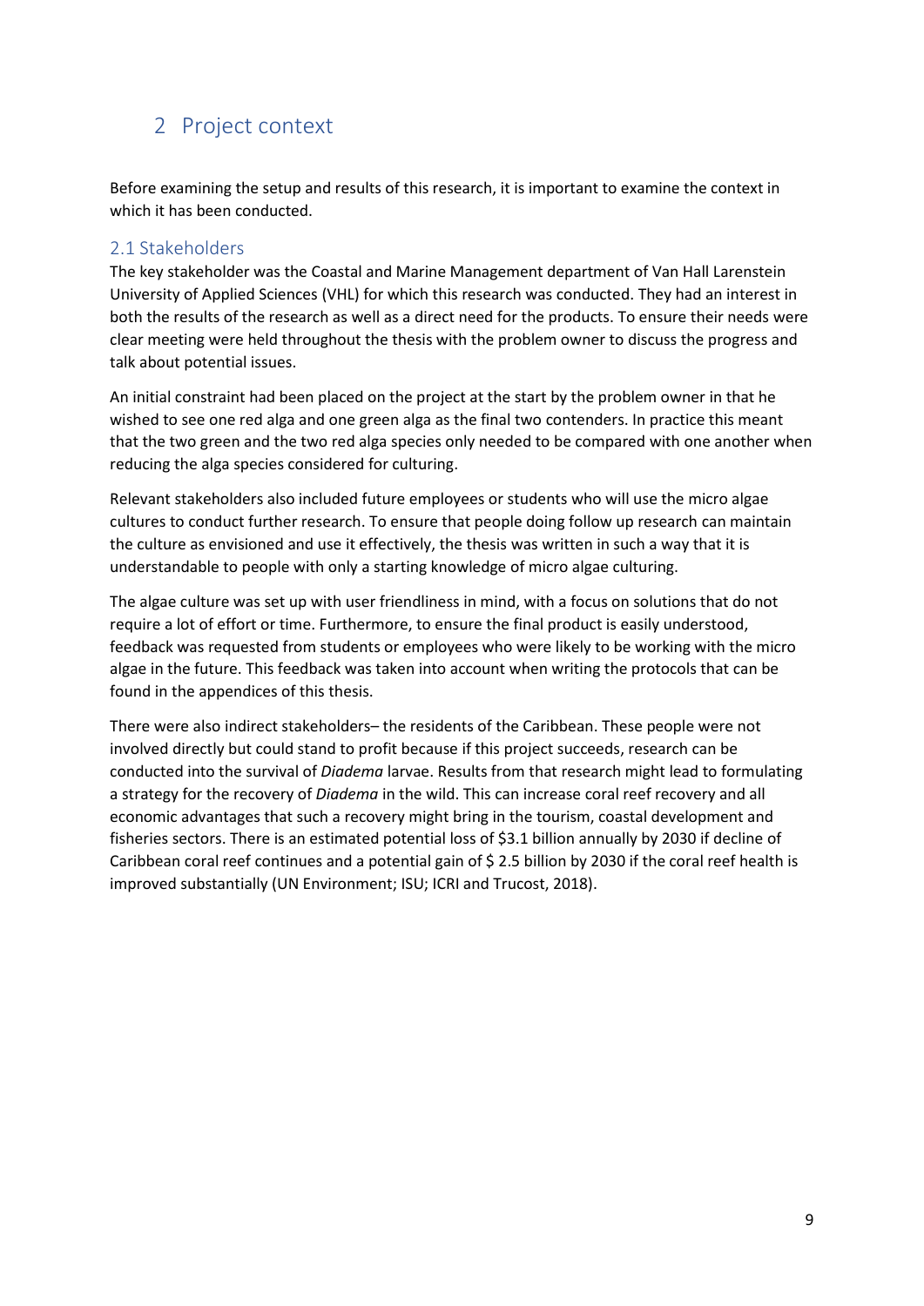# 2 Project context

Before examining the setup and results of this research, it is important to examine the context in which it has been conducted.

## 2.1 Stakeholders

The key stakeholder was the Coastal and Marine Management department of Van Hall Larenstein University of Applied Sciences (VHL) for which this research was conducted. They had an interest in both the results of the research as well as a direct need for the products. To ensure their needs were clear meeting were held throughout the thesis with the problem owner to discuss the progress and talk about potential issues.

An initial constraint had been placed on the project at the start by the problem owner in that he wished to see one red alga and one green alga as the final two contenders. In practice this meant that the two green and the two red alga species only needed to be compared with one another when reducing the alga species considered for culturing.

Relevant stakeholders also included future employees or students who will use the micro algae cultures to conduct further research. To ensure that people doing follow up research can maintain the culture as envisioned and use it effectively, the thesis was written in such a way that it is understandable to people with only a starting knowledge of micro algae culturing.

The algae culture was set up with user friendliness in mind, with a focus on solutions that do not require a lot of effort or time. Furthermore, to ensure the final product is easily understood, feedback was requested from students or employees who were likely to be working with the micro algae in the future. This feedback was taken into account when writing the protocols that can be found in the appendices of this thesis.

There were also indirect stakeholders– the residents of the Caribbean. These people were not involved directly but could stand to profit because if this project succeeds, research can be conducted into the survival of *Diadema* larvae. Results from that research might lead to formulating a strategy for the recovery of *Diadema* in the wild. This can increase coral reef recovery and all economic advantages that such a recovery might bring in the tourism, coastal development and fisheries sectors. There is an estimated potential loss of $3.1 billion annually by 2030 if decline of Caribbean coral reef continues and a potential gain of $ 2.5 billion by 2030 if the coral reef health is improved substantially (UN Environment; ISU; ICRI and Trucost, 2018).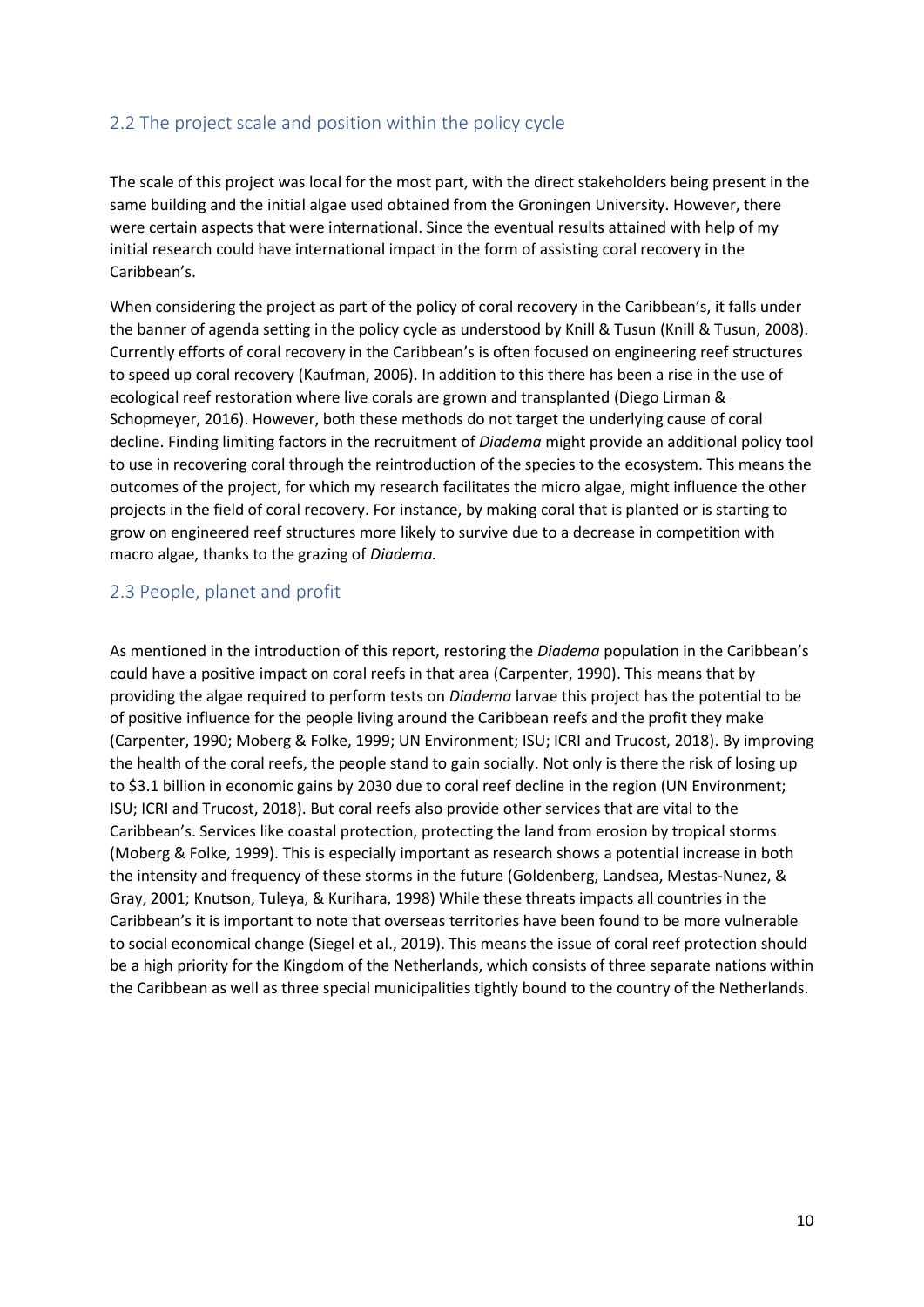## 2.2 The project scale and position within the policy cycle

The scale of this project was local for the most part, with the direct stakeholders being present in the same building and the initial algae used obtained from the Groningen University. However, there were certain aspects that were international. Since the eventual results attained with help of my initial research could have international impact in the form of assisting coral recovery in the Caribbean's.

When considering the project as part of the policy of coral recovery in the Caribbean's, it falls under the banner of agenda setting in the policy cycle as understood by Knill & Tusun (Knill & Tusun, 2008). Currently efforts of coral recovery in the Caribbean's is often focused on engineering reef structures to speed up coral recovery (Kaufman, 2006). In addition to this there has been a rise in the use of ecological reef restoration where live corals are grown and transplanted (Diego Lirman & Schopmeyer, 2016). However, both these methods do not target the underlying cause of coral decline. Finding limiting factors in the recruitment of *Diadema* might provide an additional policy tool to use in recovering coral through the reintroduction of the species to the ecosystem. This means the outcomes of the project, for which my research facilitates the micro algae, might influence the other projects in the field of coral recovery. For instance, by making coral that is planted or is starting to grow on engineered reef structures more likely to survive due to a decrease in competition with macro algae, thanks to the grazing of *Diadema.*

## 2.3 People, planet and profit

As mentioned in the introduction of this report, restoring the *Diadema* population in the Caribbean's could have a positive impact on coral reefs in that area (Carpenter, 1990). This means that by providing the algae required to perform tests on *Diadema* larvae this project has the potential to be of positive influence for the people living around the Caribbean reefs and the profit they make (Carpenter, 1990; Moberg & Folke, 1999; UN Environment; ISU; ICRI and Trucost, 2018). By improving the health of the coral reefs, the people stand to gain socially. Not only is there the risk of losing up to $3.1 billion in economic gains by 2030 due to coral reef decline in the region (UN Environment; ISU; ICRI and Trucost, 2018). But coral reefs also provide other services that are vital to the Caribbean's. Services like coastal protection, protecting the land from erosion by tropical storms (Moberg & Folke, 1999). This is especially important as research shows a potential increase in both the intensity and frequency of these storms in the future (Goldenberg, Landsea, Mestas-Nunez, & Gray, 2001; Knutson, Tuleya, & Kurihara, 1998) While these threats impacts all countries in the Caribbean's it is important to note that overseas territories have been found to be more vulnerable to social economical change (Siegel et al., 2019). This means the issue of coral reef protection should be a high priority for the Kingdom of the Netherlands, which consists of three separate nations within the Caribbean as well as three special municipalities tightly bound to the country of the Netherlands.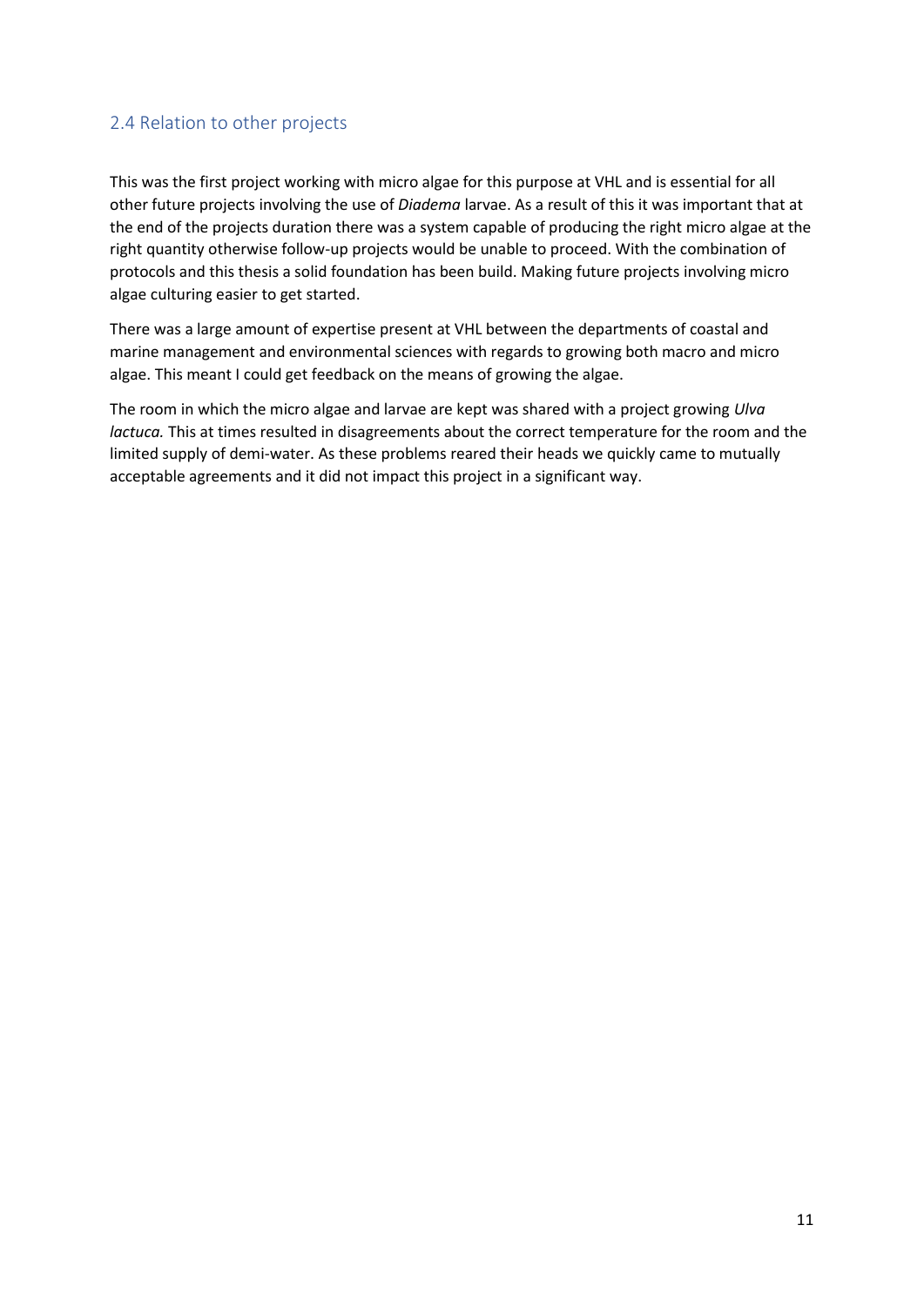## 2.4 Relation to other projects

This was the first project working with micro algae for this purpose at VHL and is essential for all other future projects involving the use of *Diadema* larvae. As a result of this it was important that at the end of the projects duration there was a system capable of producing the right micro algae at the right quantity otherwise follow-up projects would be unable to proceed. With the combination of protocols and this thesis a solid foundation has been build. Making future projects involving micro algae culturing easier to get started.

There was a large amount of expertise present at VHL between the departments of coastal and marine management and environmental sciences with regards to growing both macro and micro algae. This meant I could get feedback on the means of growing the algae.

The room in which the micro algae and larvae are kept was shared with a project growing *Ulva lactuca.* This at times resulted in disagreements about the correct temperature for the room and the limited supply of demi-water. As these problems reared their heads we quickly came to mutually acceptable agreements and it did not impact this project in a significant way.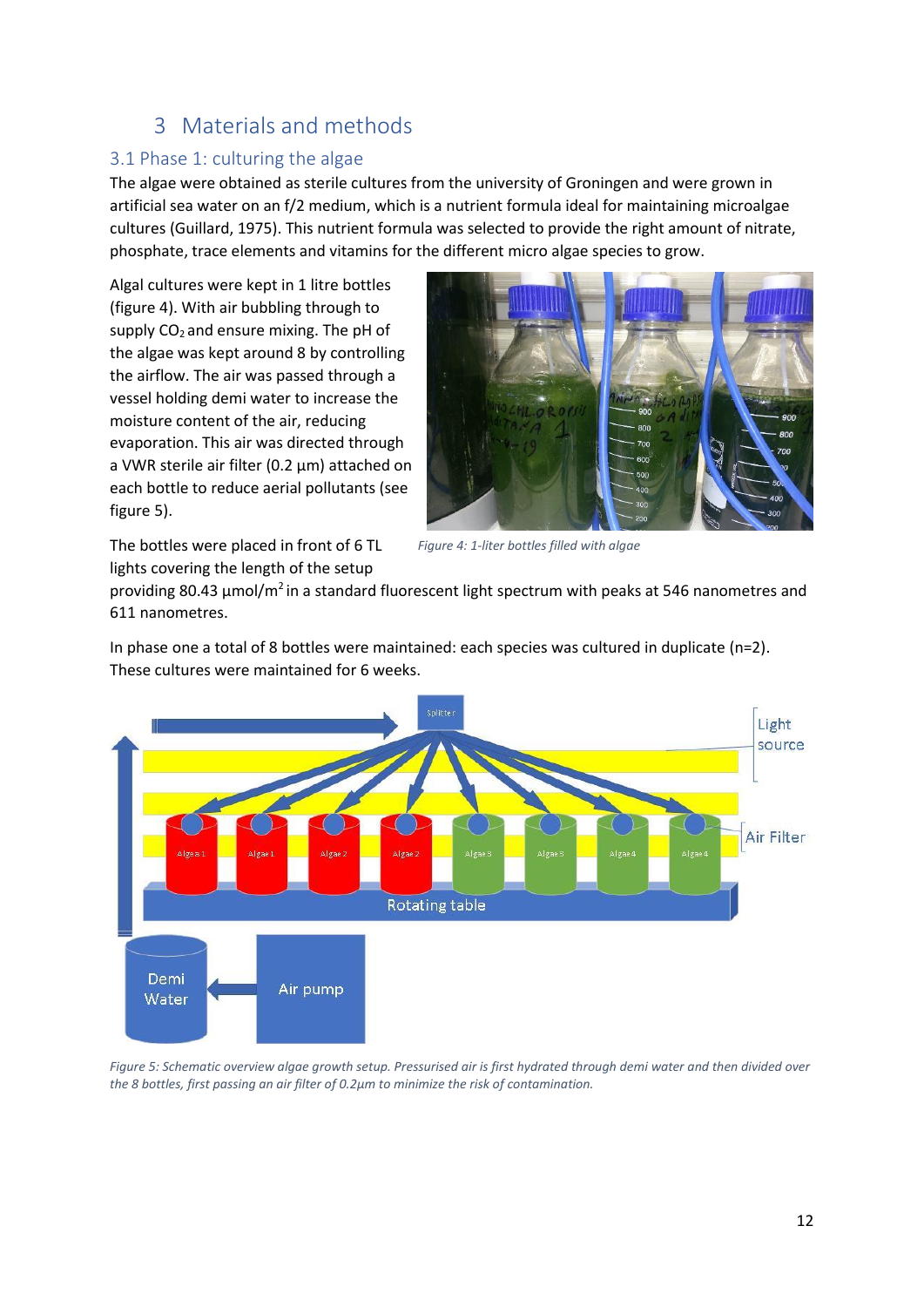# 3 Materials and methods

## 3.1 Phase 1: culturing the algae

The algae were obtained as sterile cultures from the university of Groningen and were grown in artificial sea water on an f/2 medium, which is a nutrient formula ideal for maintaining microalgae cultures (Guillard, 1975). This nutrient formula was selected to provide the right amount of nitrate, phosphate, trace elements and vitamins for the different micro algae species to grow.

Algal cultures were kept in 1 litre bottles (figure 4). With air bubbling through to supply $CO_2$ and ensure mixing. The pH of the algae was kept around 8 by controlling the airflow. The air was passed through a vessel holding demi water to increase the moisture content of the air, reducing evaporation. This air was directed through a VWR sterile air filter (0.2 µm) attached on each bottle to reduce aerial pollutants (see figure 5).

*Figure 4: 1-liter bottles filled with algae*

The bottles were placed in front of 6 TL lights covering the length of the setup providing 80.43 µmol/m$^2$ in a standard fluorescent light spectrum with peaks at 546 nanometres and 611 nanometres.

In phase one a total of 8 bottles were maintained: each species was cultured in duplicate (n=2). These cultures were maintained for 6 weeks.

*Figure 5: Schematic overview algae growth setup. Pressurised air is first hydrated through demi water and then divided over the 8 bottles, first passing an air filter of 0.2µm to minimize the risk of contamination.*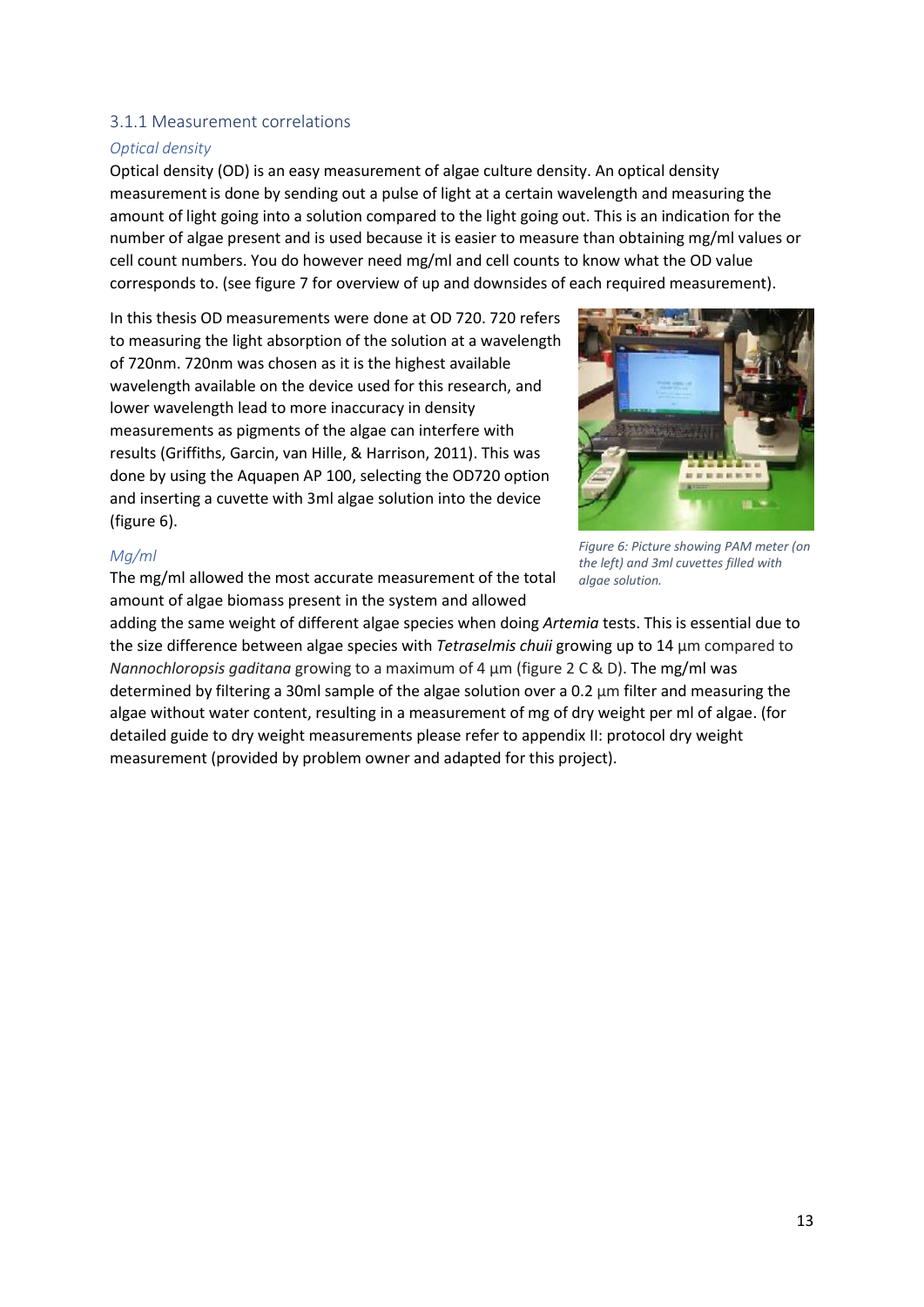### 3.1.1 Measurement correlations

*Optical density*

Optical density (OD) is an easy measurement of algae culture density. An optical density measurement is done by sending out a pulse of light at a certain wavelength and measuring the amount of light going into a solution compared to the light going out. This is an indication for the number of algae present and is used because it is easier to measure than obtaining mg/ml values or cell count numbers. You do however need mg/ml and cell counts to know what the OD value corresponds to. (see figure 7 for overview of up and downsides of each required measurement).

In this thesis OD measurements were done at OD 720. 720 refers to measuring the light absorption of the solution at a wavelength of 720nm. 720nm was chosen as it is the highest available wavelength available on the device used for this research, and lower wavelength lead to more inaccuracy in density measurements as pigments of the algae can interfere with results (Griffiths, Garcin, van Hille, & Harrison, 2011). This was done by using the Aquapen AP 100, selecting the OD720 option and inserting a cuvette with 3ml algae solution into the device (figure 6).

*Figure 6: Picture showing PAM meter (on the left) and 3ml cuvettes filled with algae solution.*

*Mg/ml*

The mg/ml allowed the most accurate measurement of the total amount of algae biomass present in the system and allowed adding the same weight of different algae species when doing *Artemia* tests. This is essential due to the size difference between algae species with *Tetraselmis chuii* growing up to 14 µm compared to *Nannochloropsis gaditana* growing to a maximum of 4 µm (figure 2 C & D). The mg/ml was determined by filtering a 30ml sample of the algae solution over a 0.2 µm filter and measuring the algae without water content, resulting in a measurement of mg of dry weight per ml of algae. (for detailed guide to dry weight measurements please refer to appendix II: protocol dry weight measurement (provided by problem owner and adapted for this project).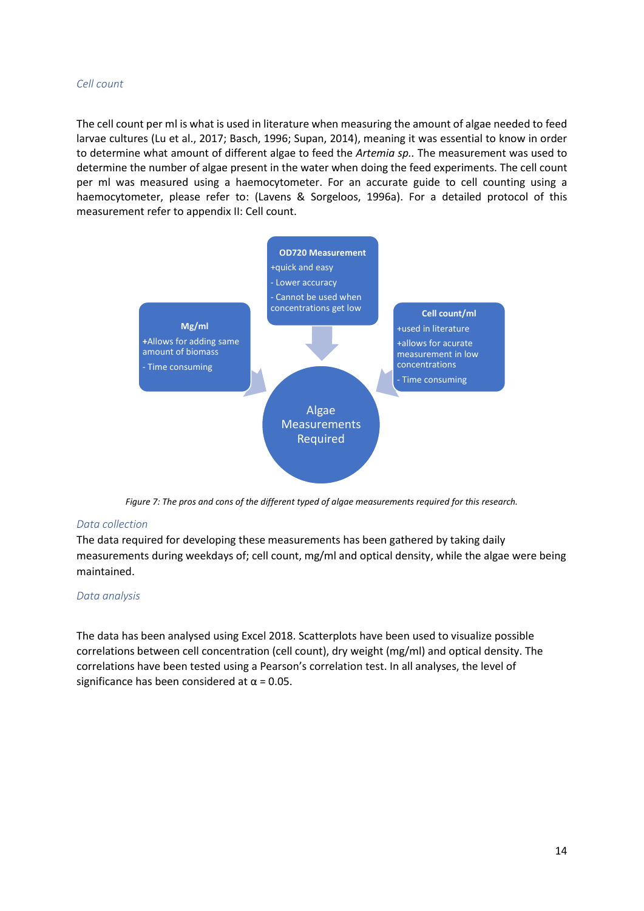### *Cell count*

The cell count per ml is what is used in literature when measuring the amount of algae needed to feed larvae cultures (Lu et al., 2017; Basch, 1996; Supan, 2014), meaning it was essential to know in order to determine what amount of different algae to feed the *Artemia sp.*. The measurement was used to determine the number of algae present in the water when doing the feed experiments. The cell count per ml was measured using a haemocytometer. For an accurate guide to cell counting using a haemocytometer, please refer to: (Lavens & Sorgeloos, 1996a). For a detailed protocol of this measurement refer to appendix II: Cell count.

**OD720 Measurement**
+quick and easy
- Lower accuracy
- Cannot be used when concentrations get low

**Mg/ml**
+Allows for adding same amount of biomass
- Time consuming

**Cell count/ml**
+used in literature
+allows for acurate measurement in low concentrations
- Time consuming

Algae Measurements Required

*Figure 7: The pros and cons of the different typed of algae measurements required for this research.*

### *Data collection*

The data required for developing these measurements has been gathered by taking daily measurements during weekdays of; cell count, mg/ml and optical density, while the algae were being maintained.

### *Data analysis*

The data has been analysed using Excel 2018. Scatterplots have been used to visualize possible correlations between cell concentration (cell count), dry weight (mg/ml) and optical density. The correlations have been tested using a Pearson's correlation test. In all analyses, the level of significance has been considered at $\alpha = 0.05$.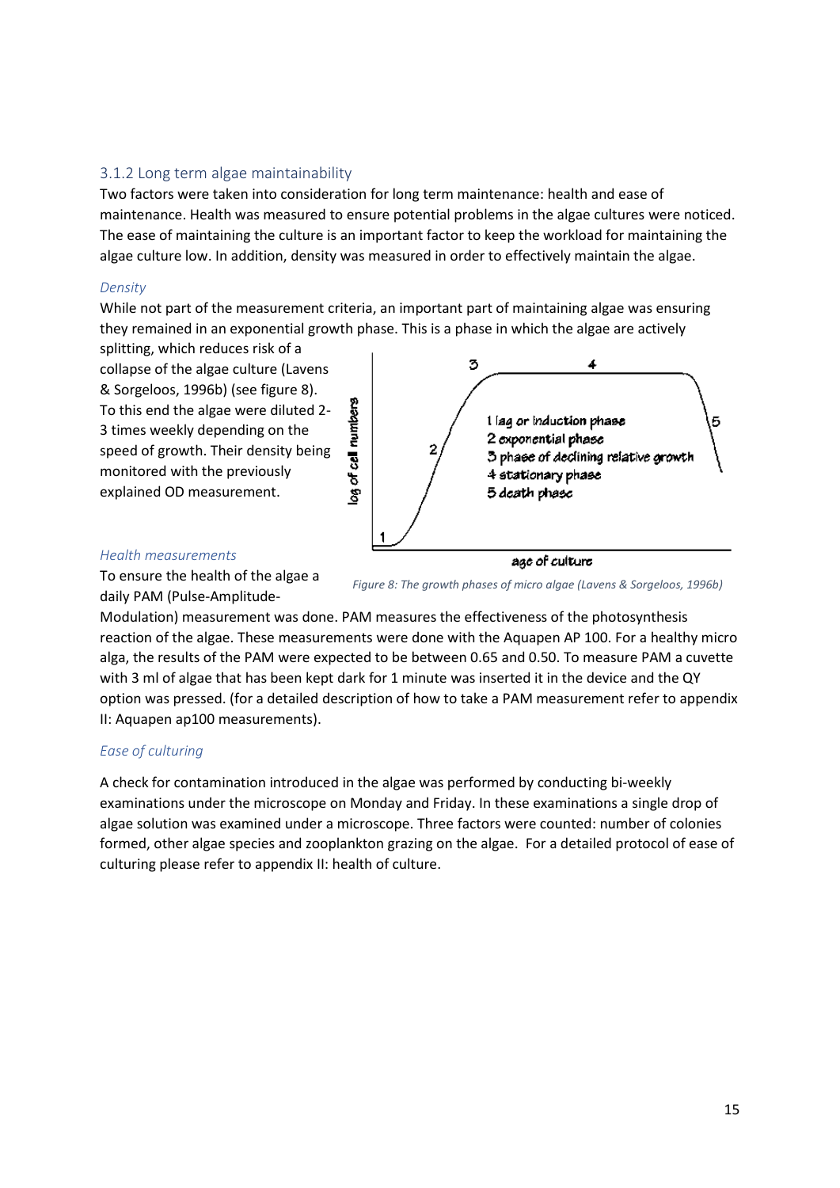### 3.1.2 Long term algae maintainability

Two factors were taken into consideration for long term maintenance: health and ease of maintenance. Health was measured to ensure potential problems in the algae cultures were noticed. The ease of maintaining the culture is an important factor to keep the workload for maintaining the algae culture low. In addition, density was measured in order to effectively maintain the algae.

*Density*

While not part of the measurement criteria, an important part of maintaining algae was ensuring they remained in an exponential growth phase. This is a phase in which the algae are actively splitting, which reduces risk of a collapse of the algae culture (Lavens & Sorgeloos, 1996b) (see figure 8). To this end the algae were diluted 2-3 times weekly depending on the speed of growth. Their density being monitored with the previously explained OD measurement.

*Figure 8: The growth phases of micro algae (Lavens & Sorgeloos, 1996b)*

*Health measurements*

To ensure the health of the algae a daily PAM (Pulse-Amplitude-Modulation) measurement was done. PAM measures the effectiveness of the photosynthesis reaction of the algae. These measurements were done with the Aquapen AP 100. For a healthy micro alga, the results of the PAM were expected to be between 0.65 and 0.50. To measure PAM a cuvette with 3 ml of algae that has been kept dark for 1 minute was inserted it in the device and the QY option was pressed. (for a detailed description of how to take a PAM measurement refer to appendix II: Aquapen ap100 measurements).

*Ease of culturing*

A check for contamination introduced in the algae was performed by conducting bi-weekly examinations under the microscope on Monday and Friday. In these examinations a single drop of algae solution was examined under a microscope. Three factors were counted: number of colonies formed, other algae species and zooplankton grazing on the algae. For a detailed protocol of ease of culturing please refer to appendix II: health of culture.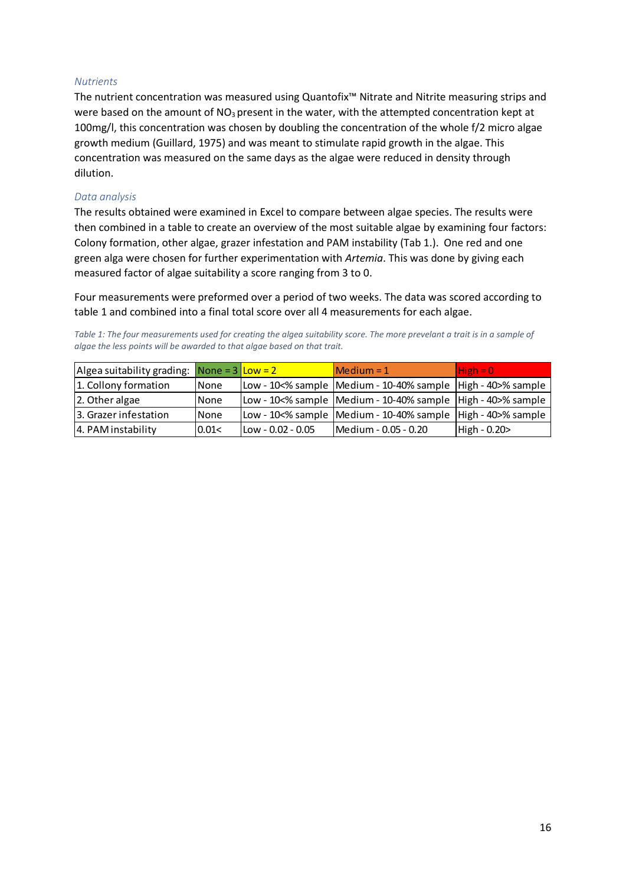### *Nutrients*

The nutrient concentration was measured using Quantofix™ Nitrate and Nitrite measuring strips and were based on the amount of $NO_3$ present in the water, with the attempted concentration kept at 100mg/l, this concentration was chosen by doubling the concentration of the whole f/2 micro algae growth medium (Guillard, 1975) and was meant to stimulate rapid growth in the algae. This concentration was measured on the same days as the algae were reduced in density through dilution.

### *Data analysis*

The results obtained were examined in Excel to compare between algae species. The results were then combined in a table to create an overview of the most suitable algae by examining four factors: Colony formation, other algae, grazer infestation and PAM instability (Tab 1.). One red and one green alga were chosen for further experimentation with *Artemia*. This was done by giving each measured factor of algae suitability a score ranging from 3 to 0.

Four measurements were preformed over a period of two weeks. The data was scored according to table 1 and combined into a final total score over all 4 measurements for each algae.

*Table 1: The four measurements used for creating the algea suitability score. The more prevelant a trait is in a sample of algae the less points will be awarded to that algae based on that trait.*

| Algea suitability grading: | None = 3 | Low = 2 | Medium = 1 | High = 0 |
|---|---|---|---|---|
| 1. Collony formation | None | Low - 10<% sample | Medium - 10-40% sample | High - 40>% sample |
| 2. Other algae | None | Low - 10<% sample | Medium - 10-40% sample | High - 40>% sample |
| 3. Grazer infestation | None | Low - 10<% sample | Medium - 10-40% sample | High - 40>% sample |
| 4. PAM instability | 0.01< | Low - 0.02 - 0.05 | Medium - 0.05 - 0.20 | High - 0.20> |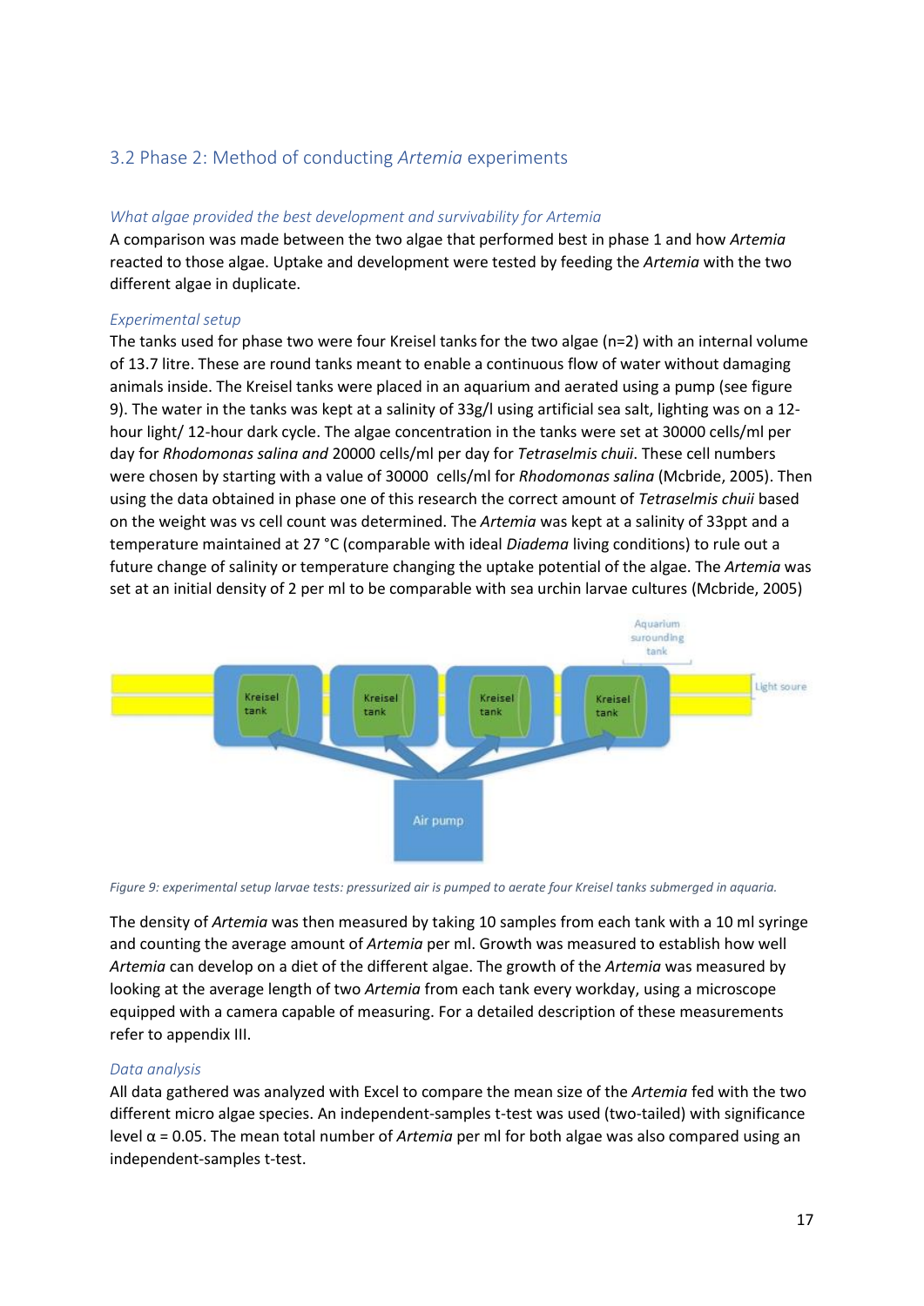## 3.2 Phase 2: Method of conducting *Artemia* experiments

*What algae provided the best development and survivability for Artemia*

A comparison was made between the two algae that performed best in phase 1 and how *Artemia* reacted to those algae. Uptake and development were tested by feeding the *Artemia* with the two different algae in duplicate.

*Experimental setup*

The tanks used for phase two were four Kreisel tanks for the two algae (n=2) with an internal volume of 13.7 litre. These are round tanks meant to enable a continuous flow of water without damaging animals inside. The Kreisel tanks were placed in an aquarium and aerated using a pump (see figure 9). The water in the tanks was kept at a salinity of 33g/l using artificial sea salt, lighting was on a 12-hour light/ 12-hour dark cycle. The algae concentration in the tanks were set at 30000 cells/ml per day for *Rhodomonas salina and* 20000 cells/ml per day for *Tetraselmis chuii*. These cell numbers were chosen by starting with a value of 30000 cells/ml for *Rhodomonas salina* (Mcbride, 2005). Then using the data obtained in phase one of this research the correct amount of *Tetraselmis chuii* based on the weight was vs cell count was determined. The *Artemia* was kept at a salinity of 33ppt and a temperature maintained at 27 °C (comparable with ideal *Diadema* living conditions) to rule out a future change of salinity or temperature changing the uptake potential of the algae. The *Artemia* was set at an initial density of 2 per ml to be comparable with sea urchin larvae cultures (Mcbride, 2005)

*Figure 9: experimental setup larvae tests: pressurized air is pumped to aerate four Kreisel tanks submerged in aquaria.*

The density of *Artemia* was then measured by taking 10 samples from each tank with a 10 ml syringe and counting the average amount of *Artemia* per ml. Growth was measured to establish how well *Artemia* can develop on a diet of the different algae. The growth of the *Artemia* was measured by looking at the average length of two *Artemia* from each tank every workday, using a microscope equipped with a camera capable of measuring. For a detailed description of these measurements refer to appendix III.

*Data analysis*

All data gathered was analyzed with Excel to compare the mean size of the *Artemia* fed with the two different micro algae species. An independent-samples t-test was used (two-tailed) with significance level $\alpha = 0.05$. The mean total number of *Artemia* per ml for both algae was also compared using an independent-samples t-test.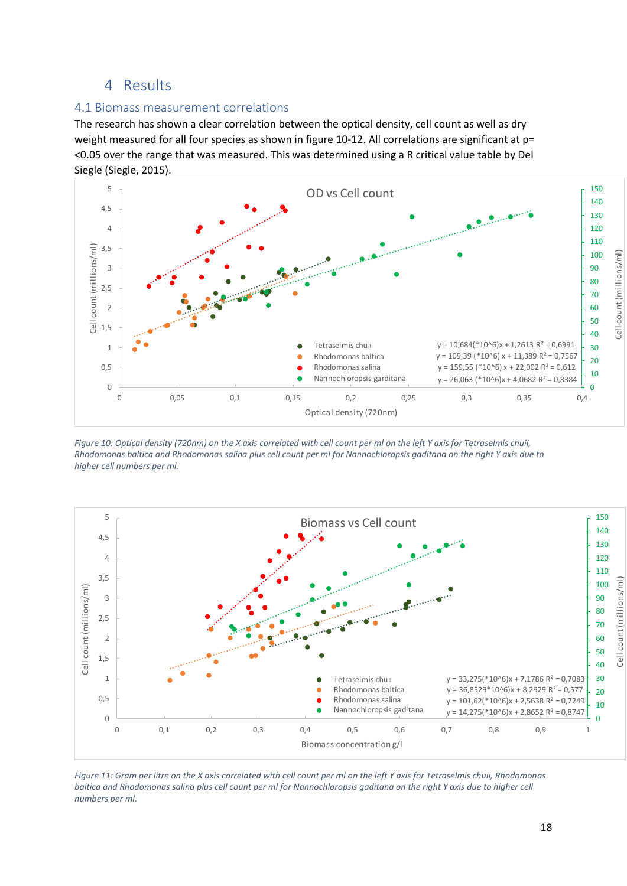# 4 Results

## 4.1 Biomass measurement correlations

The research has shown a clear correlation between the optical density, cell count as well as dry weight measured for all four species as shown in figure 10-12. All correlations are significant at p= <0.05 over the range that was measured. This was determined using a R critical value table by Del Siegle (Siegle, 2015).

*Figure 10: Optical density (720nm) on the X axis correlated with cell count per ml on the left Y axis for Tetraselmis chuii, Rhodomonas baltica and Rhodomonas salina plus cell count per ml for Nannochloropsis gaditana on the right Y axis due to higher cell numbers per ml.*

*Figure 11: Gram per litre on the X axis correlated with cell count per ml on the left Y axis for Tetraselmis chuii, Rhodomonas baltica and Rhodomonas salina plus cell count per ml for Nannochloropsis gaditana on the right Y axis due to higher cell numbers per ml.*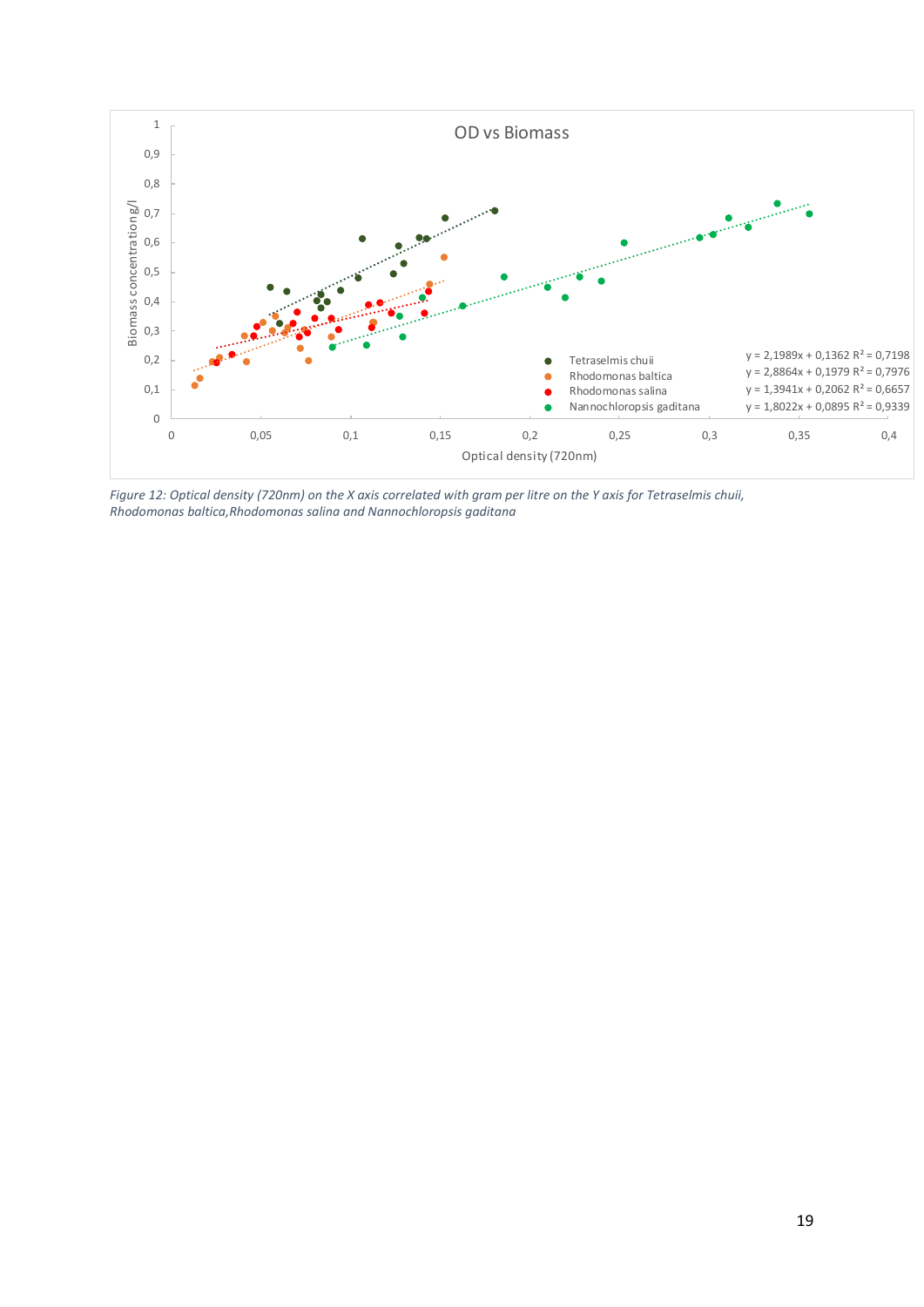*Figure 12: Optical density (720nm) on the X axis correlated with gram per litre on the Y axis for Tetraselmis chuii, Rhodomonas baltica,Rhodomonas salina and Nannochloropsis gaditana*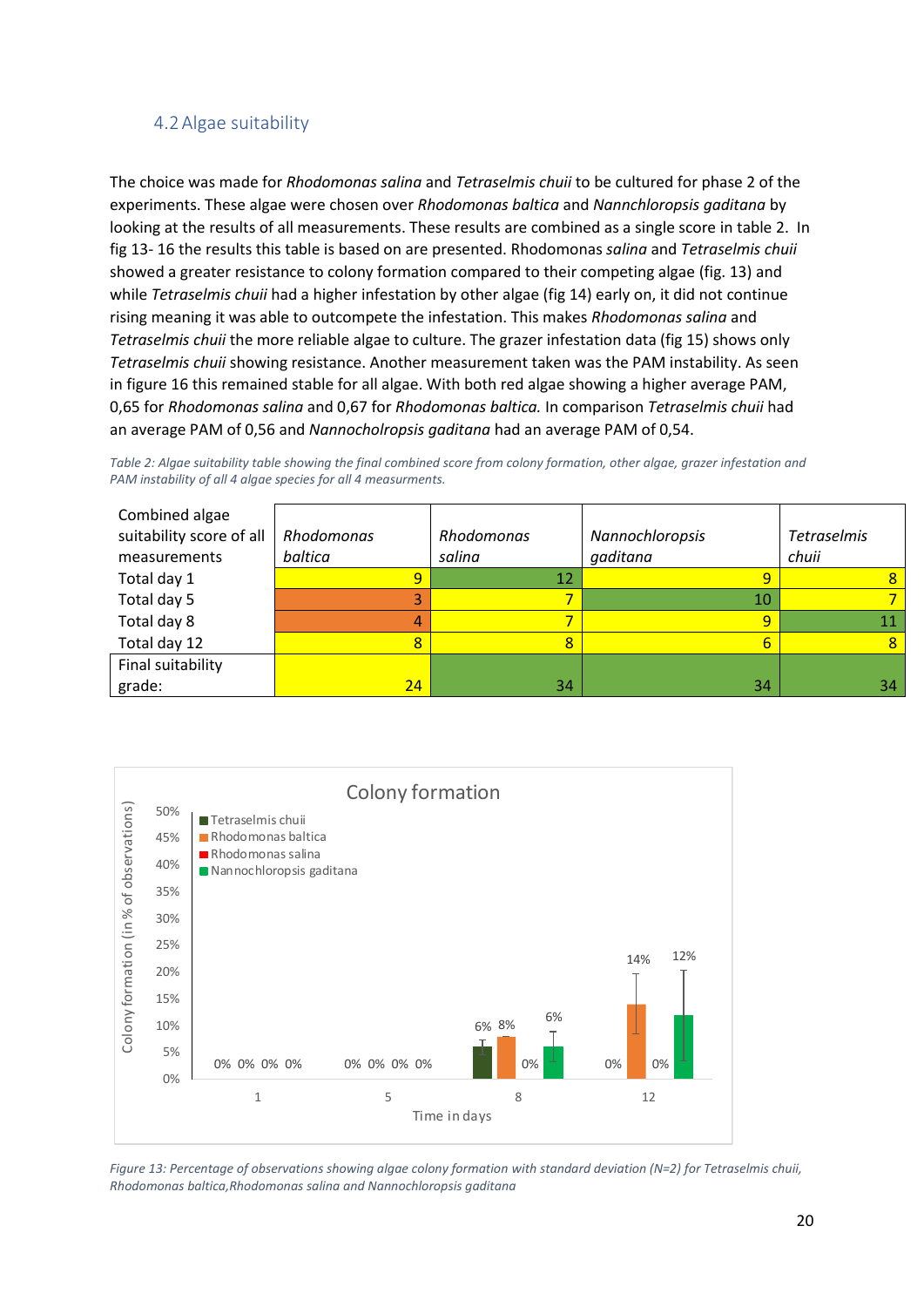### 4.2 Algae suitability

The choice was made for *Rhodomonas salina* and *Tetraselmis chuii* to be cultured for phase 2 of the experiments. These algae were chosen over *Rhodomonas baltica* and *Nannchloropsis gaditana* by looking at the results of all measurements. These results are combined as a single score in table 2. In fig 13- 16 the results this table is based on are presented. Rhodomonas *salina* and *Tetraselmis chuii* showed a greater resistance to colony formation compared to their competing algae (fig. 13) and while *Tetraselmis chuii* had a higher infestation by other algae (fig 14) early on, it did not continue rising meaning it was able to outcompete the infestation. This makes *Rhodomonas salina* and *Tetraselmis chuii* the more reliable algae to culture. The grazer infestation data (fig 15) shows only *Tetraselmis chuii* showing resistance. Another measurement taken was the PAM instability. As seen in figure 16 this remained stable for all algae. With both red algae showing a higher average PAM, 0,65 for *Rhodomonas salina* and 0,67 for *Rhodomonas baltica.* In comparison *Tetraselmis chuii* had an average PAM of 0,56 and *Nannocholropsis gaditana* had an average PAM of 0,54.

*Table 2: Algae suitability table showing the final combined score from colony formation, other algae, grazer infestation and PAM instability of all 4 algae species for all 4 measurments.*

| Combined algae suitability score of all measurements | *Rhodomonas baltica* | *Rhodomonas salina* | *Nannochloropsis gaditana* | *Tetraselmis chuii* |
|---|---|---|---|---|
| Total day 1 | 9 | 12 | 9 | 8 |
| Total day 5 | 3 | 7 | 10 | 7 |
| Total day 8 | 4 | 7 | 9 | 11 |
| Total day 12 | 8 | 8 | 6 | 8 |
| Final suitability grade: | 24 | 34 | 34 | 34 |

*Figure 13: Percentage of observations showing algae colony formation with standard deviation (N=2) for Tetraselmis chuii, Rhodomonas baltica,Rhodomonas salina and Nannochloropsis gaditana*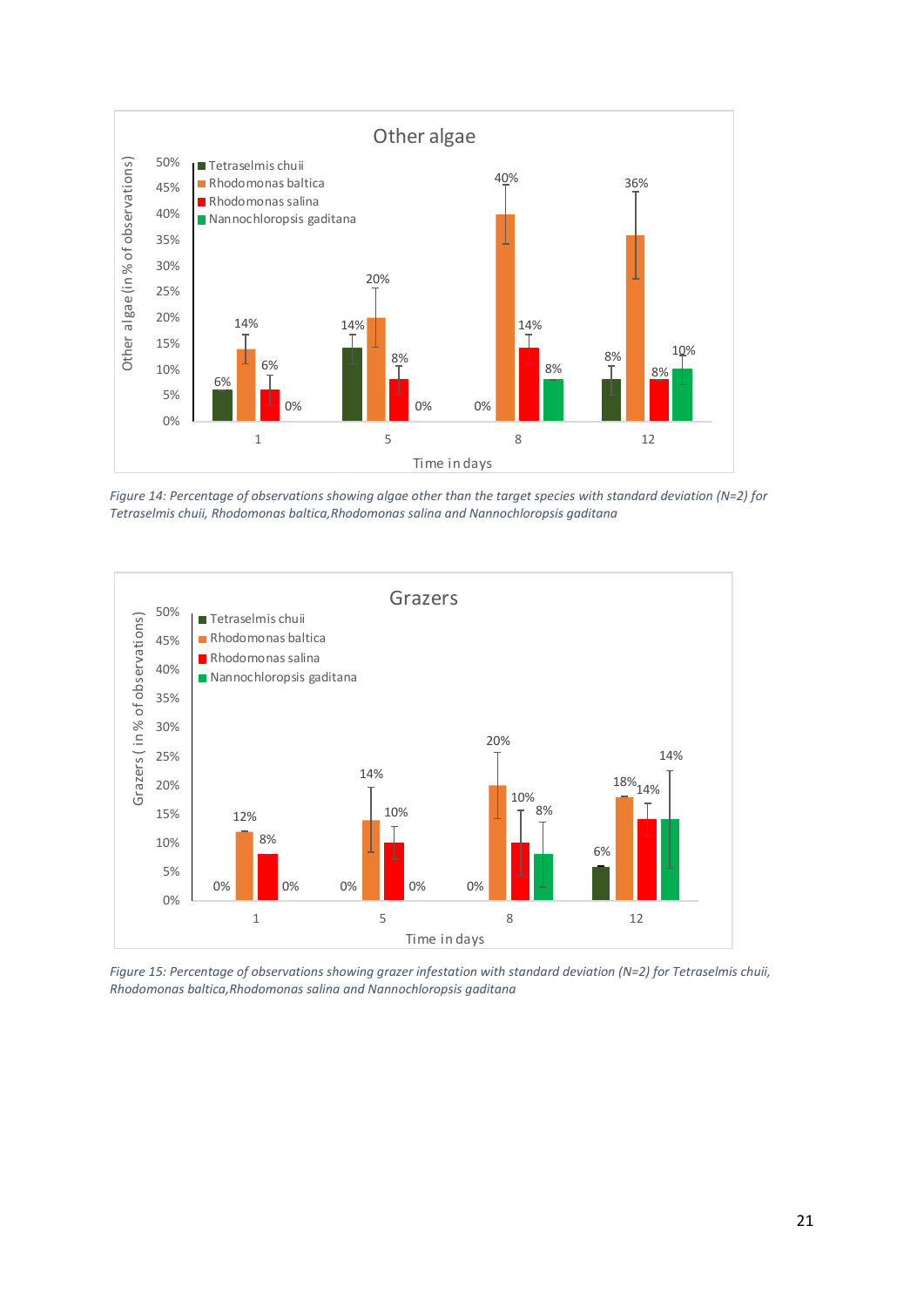Figure 14: Percentage of observations showing algae other than the target species with standard deviation (N=2) for Tetraselmis chuii, Rhodomonas baltica, Rhodomonas salina and Nannochloropsis gaditana

Figure 15: Percentage of observations showing grazer infestation with standard deviation (N=2) for Tetraselmis chuii, Rhodomonas baltica, Rhodomonas salina and Nannochloropsis gaditana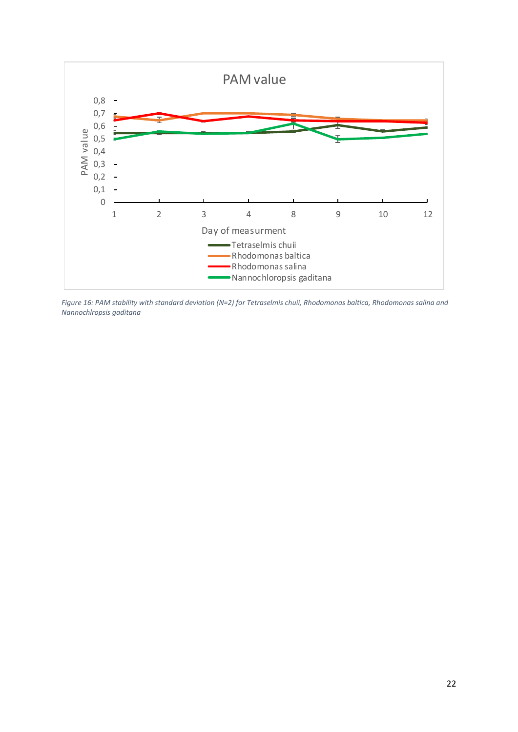*Figure 16: PAM stability with standard deviation (N=2) for Tetraselmis chuii, Rhodomonas baltica, Rhodomonas salina and Nannochlropsis gaditana*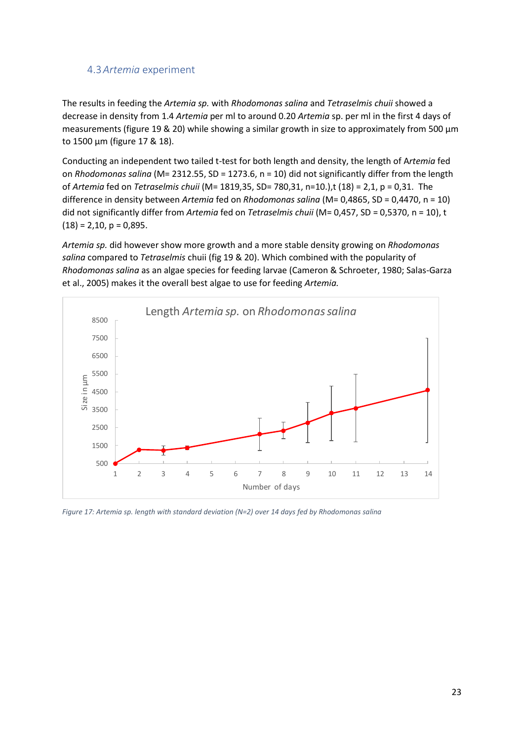### 4.3 *Artemia* experiment

The results in feeding the *Artemia sp.* with *Rhodomonas salina* and *Tetraselmis chuii* showed a decrease in density from 1.4 *Artemia* per ml to around 0.20 *Artemia* sp. per ml in the first 4 days of measurements (figure 19 & 20) while showing a similar growth in size to approximately from 500 µm to 1500 µm (figure 17 & 18).

Conducting an independent two tailed t-test for both length and density, the length of A*rtemia* fed on *Rhodomonas salina* (M= 2312.55, SD = 1273.6, n = 10) did not significantly differ from the length of *Artemia* fed on *Tetraselmis chuii* (M= 1819,35, SD= 780,31, n=10.),t (18) = 2,1, p = 0,31. The difference in density between *Artemia* fed on *Rhodomonas salina* (M= 0,4865, SD = 0,4470, n = 10) did not significantly differ from *Artemia* fed on *Tetraselmis chuii* (M= 0,457, SD = 0,5370, n = 10), t (18) = 2,10, p = 0,895.

*Artemia sp.* did however show more growth and a more stable density growing on *Rhodomonas salina* compared to *Tetraselmis* chuii (fig 19 & 20). Which combined with the popularity of *Rhodomonas salina* as an algae species for feeding larvae (Cameron & Schroeter, 1980; Salas-Garza et al., 2005) makes it the overall best algae to use for feeding *Artemia.*

*Figure 17: Artemia sp. length with standard deviation (N=2) over 14 days fed by Rhodomonas salina*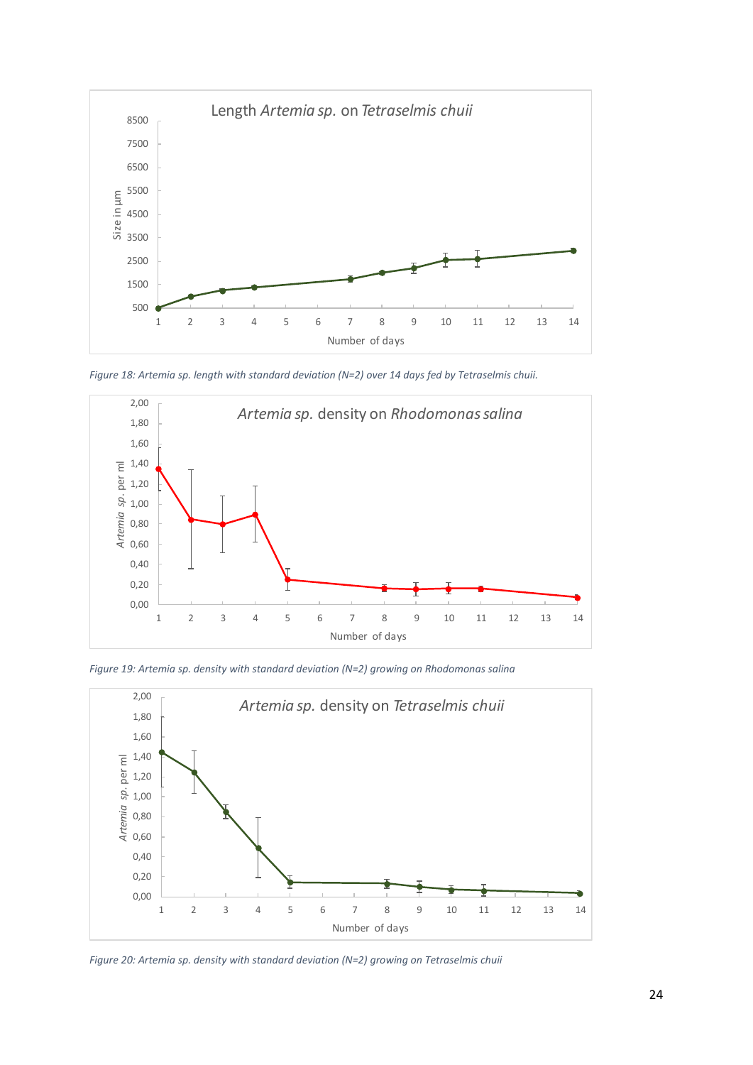*Figure 18: Artemia sp. length with standard deviation (N=2) over 14 days fed by Tetraselmis chuii.*

*Figure 19: Artemia sp. density with standard deviation (N=2) growing on Rhodomonas salina*

*Figure 20: Artemia sp. density with standard deviation (N=2) growing on Tetraselmis chuii*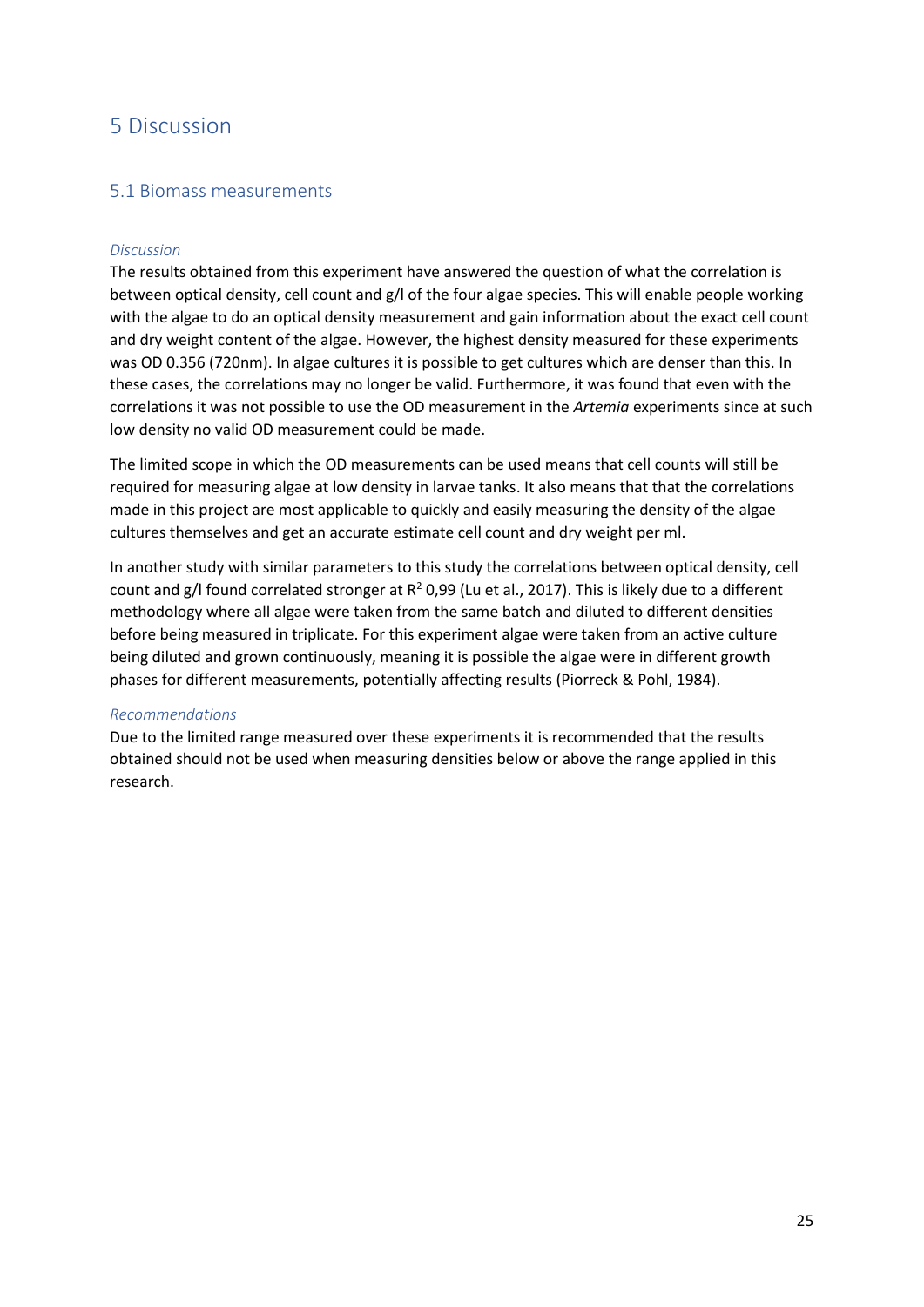# 5 Discussion

## 5.1 Biomass measurements

*Discussion*

The results obtained from this experiment have answered the question of what the correlation is between optical density, cell count and g/l of the four algae species. This will enable people working with the algae to do an optical density measurement and gain information about the exact cell count and dry weight content of the algae. However, the highest density measured for these experiments was OD 0.356 (720nm). In algae cultures it is possible to get cultures which are denser than this. In these cases, the correlations may no longer be valid. Furthermore, it was found that even with the correlations it was not possible to use the OD measurement in the *Artemia* experiments since at such low density no valid OD measurement could be made.

The limited scope in which the OD measurements can be used means that cell counts will still be required for measuring algae at low density in larvae tanks. It also means that that the correlations made in this project are most applicable to quickly and easily measuring the density of the algae cultures themselves and get an accurate estimate cell count and dry weight per ml.

In another study with similar parameters to this study the correlations between optical density, cell count and g/l found correlated stronger at $R^2$ 0,99 (Lu et al., 2017). This is likely due to a different methodology where all algae were taken from the same batch and diluted to different densities before being measured in triplicate. For this experiment algae were taken from an active culture being diluted and grown continuously, meaning it is possible the algae were in different growth phases for different measurements, potentially affecting results (Piorreck & Pohl, 1984).

*Recommendations*

Due to the limited range measured over these experiments it is recommended that the results obtained should not be used when measuring densities below or above the range applied in this research.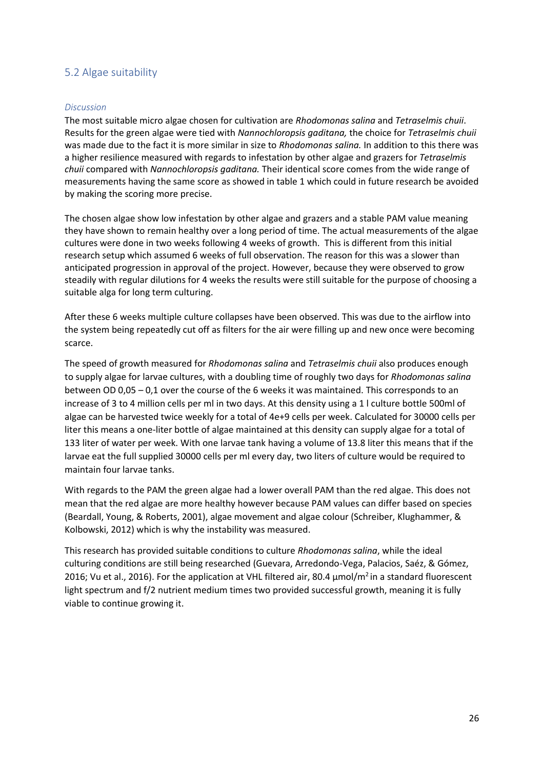## 5.2 Algae suitability

### *Discussion*

The most suitable micro algae chosen for cultivation are *Rhodomonas salina* and *Tetraselmis chuii*. Results for the green algae were tied with *Nannochloropsis gaditana,* the choice for *Tetraselmis chuii* was made due to the fact it is more similar in size to *Rhodomonas salina.* In addition to this there was a higher resilience measured with regards to infestation by other algae and grazers for *Tetraselmis chuii* compared with *Nannochloropsis gaditana.* Their identical score comes from the wide range of measurements having the same score as showed in table 1 which could in future research be avoided by making the scoring more precise.

The chosen algae show low infestation by other algae and grazers and a stable PAM value meaning they have shown to remain healthy over a long period of time. The actual measurements of the algae cultures were done in two weeks following 4 weeks of growth. This is different from this initial research setup which assumed 6 weeks of full observation. The reason for this was a slower than anticipated progression in approval of the project. However, because they were observed to grow steadily with regular dilutions for 4 weeks the results were still suitable for the purpose of choosing a suitable alga for long term culturing.

After these 6 weeks multiple culture collapses have been observed. This was due to the airflow into the system being repeatedly cut off as filters for the air were filling up and new once were becoming scarce.

The speed of growth measured for *Rhodomonas salina* and *Tetraselmis chuii* also produces enough to supply algae for larvae cultures, with a doubling time of roughly two days for *Rhodomonas salina* between OD 0,05 – 0,1 over the course of the 6 weeks it was maintained. This corresponds to an increase of 3 to 4 million cells per ml in two days. At this density using a 1 l culture bottle 500ml of algae can be harvested twice weekly for a total of 4e+9 cells per week. Calculated for 30000 cells per liter this means a one-liter bottle of algae maintained at this density can supply algae for a total of 133 liter of water per week. With one larvae tank having a volume of 13.8 liter this means that if the larvae eat the full supplied 30000 cells per ml every day, two liters of culture would be required to maintain four larvae tanks.

With regards to the PAM the green algae had a lower overall PAM than the red algae. This does not mean that the red algae are more healthy however because PAM values can differ based on species (Beardall, Young, & Roberts, 2001), algae movement and algae colour (Schreiber, Klughammer, & Kolbowski, 2012) which is why the instability was measured.

This research has provided suitable conditions to culture *Rhodomonas salina*, while the ideal culturing conditions are still being researched (Guevara, Arredondo-Vega, Palacios, Saéz, & Gómez, 2016; Vu et al., 2016). For the application at VHL filtered air, 80.4 µmol/m$^2$ in a standard fluorescent light spectrum and f/2 nutrient medium times two provided successful growth, meaning it is fully viable to continue growing it.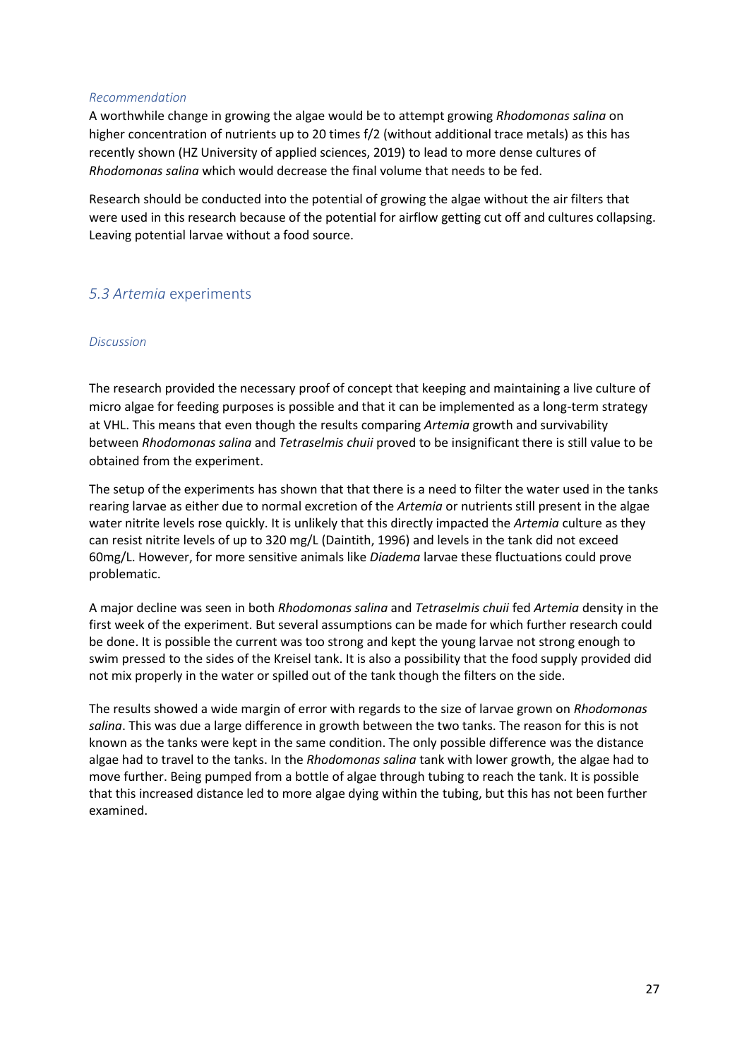*Recommendation*

A worthwhile change in growing the algae would be to attempt growing *Rhodomonas salina* on higher concentration of nutrients up to 20 times f/2 (without additional trace metals) as this has recently shown (HZ University of applied sciences, 2019) to lead to more dense cultures of *Rhodomonas salina* which would decrease the final volume that needs to be fed.

Research should be conducted into the potential of growing the algae without the air filters that were used in this research because of the potential for airflow getting cut off and cultures collapsing. Leaving potential larvae without a food source.

## 5.3 *Artemia* experiments

*Discussion*

The research provided the necessary proof of concept that keeping and maintaining a live culture of micro algae for feeding purposes is possible and that it can be implemented as a long-term strategy at VHL. This means that even though the results comparing *Artemia* growth and survivability between *Rhodomonas salina* and *Tetraselmis chuii* proved to be insignificant there is still value to be obtained from the experiment.

The setup of the experiments has shown that that there is a need to filter the water used in the tanks rearing larvae as either due to normal excretion of the *Artemia* or nutrients still present in the algae water nitrite levels rose quickly. It is unlikely that this directly impacted the *Artemia* culture as they can resist nitrite levels of up to 320 mg/L (Daintith, 1996) and levels in the tank did not exceed 60mg/L. However, for more sensitive animals like *Diadema* larvae these fluctuations could prove problematic.

A major decline was seen in both *Rhodomonas salina* and *Tetraselmis chuii* fed *Artemia* density in the first week of the experiment. But several assumptions can be made for which further research could be done. It is possible the current was too strong and kept the young larvae not strong enough to swim pressed to the sides of the Kreisel tank. It is also a possibility that the food supply provided did not mix properly in the water or spilled out of the tank though the filters on the side.

The results showed a wide margin of error with regards to the size of larvae grown on *Rhodomonas salina*. This was due a large difference in growth between the two tanks. The reason for this is not known as the tanks were kept in the same condition. The only possible difference was the distance algae had to travel to the tanks. In the *Rhodomonas salina* tank with lower growth, the algae had to move further. Being pumped from a bottle of algae through tubing to reach the tank. It is possible that this increased distance led to more algae dying within the tubing, but this has not been further examined.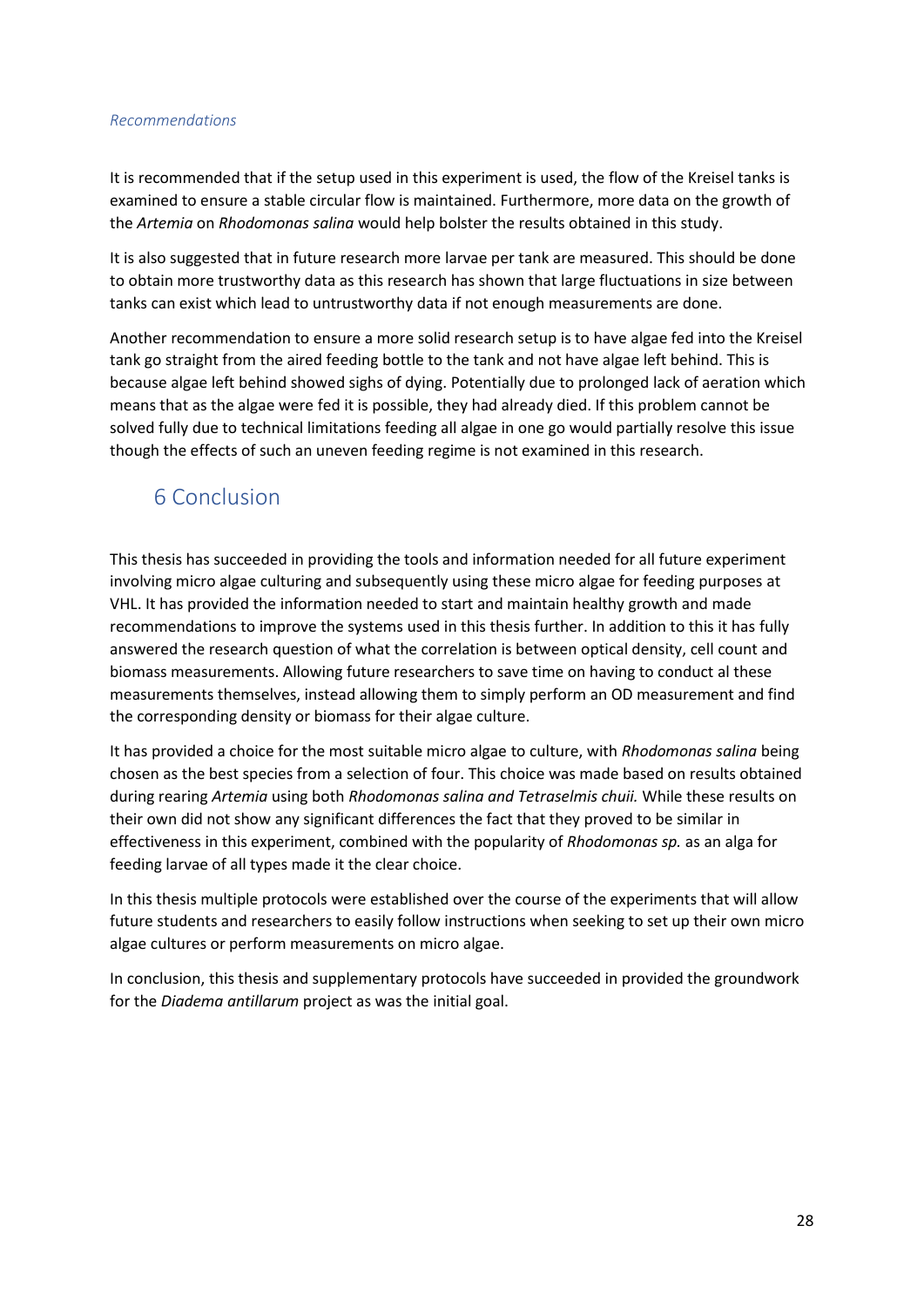*Recommendations*

It is recommended that if the setup used in this experiment is used, the flow of the Kreisel tanks is examined to ensure a stable circular flow is maintained. Furthermore, more data on the growth of the *Artemia* on *Rhodomonas salina* would help bolster the results obtained in this study.

It is also suggested that in future research more larvae per tank are measured. This should be done to obtain more trustworthy data as this research has shown that large fluctuations in size between tanks can exist which lead to untrustworthy data if not enough measurements are done.

Another recommendation to ensure a more solid research setup is to have algae fed into the Kreisel tank go straight from the aired feeding bottle to the tank and not have algae left behind. This is because algae left behind showed sighs of dying. Potentially due to prolonged lack of aeration which means that as the algae were fed it is possible, they had already died. If this problem cannot be solved fully due to technical limitations feeding all algae in one go would partially resolve this issue though the effects of such an uneven feeding regime is not examined in this research.

# 6 Conclusion

This thesis has succeeded in providing the tools and information needed for all future experiment involving micro algae culturing and subsequently using these micro algae for feeding purposes at VHL. It has provided the information needed to start and maintain healthy growth and made recommendations to improve the systems used in this thesis further. In addition to this it has fully answered the research question of what the correlation is between optical density, cell count and biomass measurements. Allowing future researchers to save time on having to conduct al these measurements themselves, instead allowing them to simply perform an OD measurement and find the corresponding density or biomass for their algae culture.

It has provided a choice for the most suitable micro algae to culture, with *Rhodomonas salina* being chosen as the best species from a selection of four. This choice was made based on results obtained during rearing *Artemia* using both *Rhodomonas salina and Tetraselmis chuii.* While these results on their own did not show any significant differences the fact that they proved to be similar in effectiveness in this experiment, combined with the popularity of *Rhodomonas sp.* as an alga for feeding larvae of all types made it the clear choice.

In this thesis multiple protocols were established over the course of the experiments that will allow future students and researchers to easily follow instructions when seeking to set up their own micro algae cultures or perform measurements on micro algae.

In conclusion, this thesis and supplementary protocols have succeeded in provided the groundwork for the *Diadema antillarum* project as was the initial goal.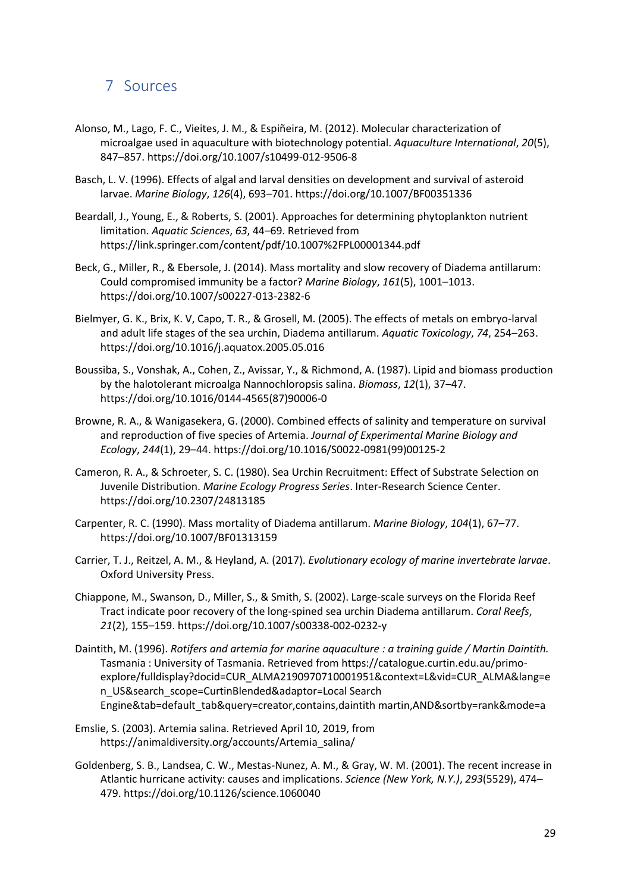# 7 Sources

Alonso, M., Lago, F. C., Vieites, J. M., & Espiñeira, M. (2012). Molecular characterization of microalgae used in aquaculture with biotechnology potential. *Aquaculture International*, *20*(5), 847–857. https://doi.org/10.1007/s10499-012-9506-8

Basch, L. V. (1996). Effects of algal and larval densities on development and survival of asteroid larvae. *Marine Biology*, *126*(4), 693–701. https://doi.org/10.1007/BF00351336

Beardall, J., Young, E., & Roberts, S. (2001). Approaches for determining phytoplankton nutrient limitation. *Aquatic Sciences*, *63*, 44–69. Retrieved from https://link.springer.com/content/pdf/10.1007%2FPL00001344.pdf

Beck, G., Miller, R., & Ebersole, J. (2014). Mass mortality and slow recovery of Diadema antillarum: Could compromised immunity be a factor? *Marine Biology*, *161*(5), 1001–1013. https://doi.org/10.1007/s00227-013-2382-6

Bielmyer, G. K., Brix, K. V, Capo, T. R., & Grosell, M. (2005). The effects of metals on embryo-larval and adult life stages of the sea urchin, Diadema antillarum. *Aquatic Toxicology*, *74*, 254–263. https://doi.org/10.1016/j.aquatox.2005.05.016

Boussiba, S., Vonshak, A., Cohen, Z., Avissar, Y., & Richmond, A. (1987). Lipid and biomass production by the halotolerant microalga Nannochloropsis salina. *Biomass*, *12*(1), 37–47. https://doi.org/10.1016/0144-4565(87)90006-0

Browne, R. A., & Wanigasekera, G. (2000). Combined effects of salinity and temperature on survival and reproduction of five species of Artemia. *Journal of Experimental Marine Biology and Ecology*, *244*(1), 29–44. https://doi.org/10.1016/S0022-0981(99)00125-2

Cameron, R. A., & Schroeter, S. C. (1980). Sea Urchin Recruitment: Effect of Substrate Selection on Juvenile Distribution. *Marine Ecology Progress Series*. Inter-Research Science Center. https://doi.org/10.2307/24813185

Carpenter, R. C. (1990). Mass mortality of Diadema antillarum. *Marine Biology*, *104*(1), 67–77. https://doi.org/10.1007/BF01313159

Carrier, T. J., Reitzel, A. M., & Heyland, A. (2017). *Evolutionary ecology of marine invertebrate larvae*. Oxford University Press.

Chiappone, M., Swanson, D., Miller, S., & Smith, S. (2002). Large-scale surveys on the Florida Reef Tract indicate poor recovery of the long-spined sea urchin Diadema antillarum. *Coral Reefs*, *21*(2), 155–159. https://doi.org/10.1007/s00338-002-0232-y

Daintith, M. (1996). *Rotifers and artemia for marine aquaculture : a training guide / Martin Daintith.* Tasmania : University of Tasmania. Retrieved from https://catalogue.curtin.edu.au/primo-explore/fulldisplay?docid=CUR_ALMA2190970710001951&context=L&vid=CUR_ALMA&lang=en_US&search_scope=CurtinBlended&adaptor=Local Search Engine&tab=default_tab&query=creator,contains,daintith martin,AND&sortby=rank&mode=a

Emslie, S. (2003). Artemia salina. Retrieved April 10, 2019, from https://animaldiversity.org/accounts/Artemia_salina/

Goldenberg, S. B., Landsea, C. W., Mestas-Nunez, A. M., & Gray, W. M. (2001). The recent increase in Atlantic hurricane activity: causes and implications. *Science (New York, N.Y.)*, *293*(5529), 474–479. https://doi.org/10.1126/science.1060040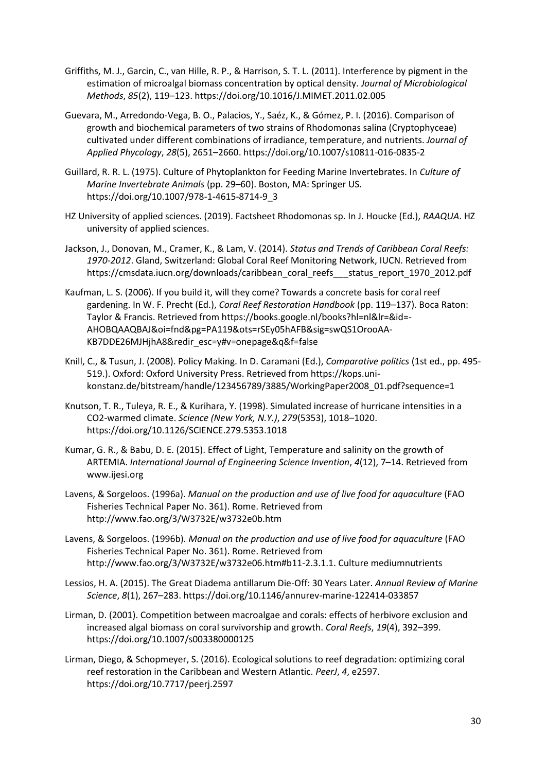Griffiths, M. J., Garcin, C., van Hille, R. P., & Harrison, S. T. L. (2011). Interference by pigment in the estimation of microalgal biomass concentration by optical density. *Journal of Microbiological Methods*, *85*(2), 119–123. https://doi.org/10.1016/J.MIMET.2011.02.005

Guevara, M., Arredondo-Vega, B. O., Palacios, Y., Saéz, K., & Gómez, P. I. (2016). Comparison of growth and biochemical parameters of two strains of Rhodomonas salina (Cryptophyceae) cultivated under different combinations of irradiance, temperature, and nutrients. *Journal of Applied Phycology*, *28*(5), 2651–2660. https://doi.org/10.1007/s10811-016-0835-2

Guillard, R. R. L. (1975). Culture of Phytoplankton for Feeding Marine Invertebrates. In *Culture of Marine Invertebrate Animals* (pp. 29–60). Boston, MA: Springer US. https://doi.org/10.1007/978-1-4615-8714-9_3

HZ University of applied sciences. (2019). Factsheet Rhodomonas sp. In J. Houcke (Ed.), *RAAQUA*. HZ university of applied sciences.

Jackson, J., Donovan, M., Cramer, K., & Lam, V. (2014). *Status and Trends of Caribbean Coral Reefs: 1970-2012*. Gland, Switzerland: Global Coral Reef Monitoring Network, IUCN. Retrieved from https://cmsdata.iucn.org/downloads/caribbean_coral_reefs___status_report_1970_2012.pdf

Kaufman, L. S. (2006). If you build it, will they come? Towards a concrete basis for coral reef gardening. In W. F. Precht (Ed.), *Coral Reef Restoration Handbook* (pp. 119–137). Boca Raton: Taylor & Francis. Retrieved from https://books.google.nl/books?hl=nl&lr=&id=-AHOBQAAQBAJ&oi=fnd&pg=PA119&ots=rSEy05hAFB&sig=swQS1OrooAA-KB7DDE26MJHjhA8&redir_esc=y#v=onepage&q&f=false

Knill, C., & Tusun, J. (2008). Policy Making. In D. Caramani (Ed.), *Comparative politics* (1st ed., pp. 495-519.). Oxford: Oxford University Press. Retrieved from https://kops.uni-konstanz.de/bitstream/handle/123456789/3885/WorkingPaper2008_01.pdf?sequence=1

Knutson, T. R., Tuleya, R. E., & Kurihara, Y. (1998). Simulated increase of hurricane intensities in a CO2-warmed climate. *Science (New York, N.Y.)*, *279*(5353), 1018–1020. https://doi.org/10.1126/SCIENCE.279.5353.1018

Kumar, G. R., & Babu, D. E. (2015). Effect of Light, Temperature and salinity on the growth of ARTEMIA. *International Journal of Engineering Science Invention*, *4*(12), 7–14. Retrieved from www.ijesi.org

Lavens, & Sorgeloos. (1996a). *Manual on the production and use of live food for aquaculture* (FAO Fisheries Technical Paper No. 361). Rome. Retrieved from http://www.fao.org/3/W3732E/w3732e0b.htm

Lavens, & Sorgeloos. (1996b). *Manual on the production and use of live food for aquaculture* (FAO Fisheries Technical Paper No. 361). Rome. Retrieved from http://www.fao.org/3/W3732E/w3732e06.htm#b11-2.3.1.1. Culture mediumnutrients

Lessios, H. A. (2015). The Great Diadema antillarum Die-Off: 30 Years Later. *Annual Review of Marine Science*, *8*(1), 267–283. https://doi.org/10.1146/annurev-marine-122414-033857

Lirman, D. (2001). Competition between macroalgae and corals: effects of herbivore exclusion and increased algal biomass on coral survivorship and growth. *Coral Reefs*, *19*(4), 392–399. https://doi.org/10.1007/s003380000125

Lirman, Diego, & Schopmeyer, S. (2016). Ecological solutions to reef degradation: optimizing coral reef restoration in the Caribbean and Western Atlantic. *PeerJ*, *4*, e2597. https://doi.org/10.7717/peerj.2597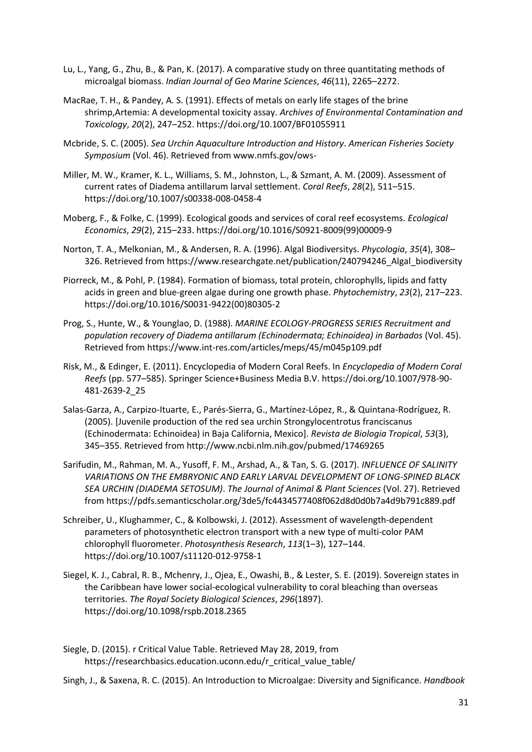Lu, L., Yang, G., Zhu, B., & Pan, K. (2017). A comparative study on three quantitating methods of microalgal biomass. *Indian Journal of Geo Marine Sciences*, *46*(11), 2265–2272.

MacRae, T. H., & Pandey, A. S. (1991). Effects of metals on early life stages of the brine shrimp,Artemia: A developmental toxicity assay. *Archives of Environmental Contamination and Toxicology*, *20*(2), 247–252. https://doi.org/10.1007/BF01055911

Mcbride, S. C. (2005). *Sea Urchin Aquaculture Introduction and History*. *American Fisheries Society Symposium* (Vol. 46). Retrieved from www.nmfs.gov/ows-

Miller, M. W., Kramer, K. L., Williams, S. M., Johnston, L., & Szmant, A. M. (2009). Assessment of current rates of Diadema antillarum larval settlement. *Coral Reefs*, *28*(2), 511–515. https://doi.org/10.1007/s00338-008-0458-4

Moberg, F., & Folke, C. (1999). Ecological goods and services of coral reef ecosystems. *Ecological Economics*, *29*(2), 215–233. https://doi.org/10.1016/S0921-8009(99)00009-9

Norton, T. A., Melkonian, M., & Andersen, R. A. (1996). Algal Biodiversitys. *Phycologia*, *35*(4), 308–326. Retrieved from https://www.researchgate.net/publication/240794246_Algal_biodiversity

Piorreck, M., & Pohl, P. (1984). Formation of biomass, total protein, chlorophylls, lipids and fatty acids in green and blue-green algae during one growth phase. *Phytochemistry*, *23*(2), 217–223. https://doi.org/10.1016/S0031-9422(00)80305-2

Prog, S., Hunte, W., & Younglao, D. (1988). *MARINE ECOLOGY-PROGRESS SERIES Recruitment and population recovery of Diadema antillarum (Echinodermata; Echinoidea) in Barbados* (Vol. 45). Retrieved from https://www.int-res.com/articles/meps/45/m045p109.pdf

Risk, M., & Edinger, E. (2011). Encyclopedia of Modern Coral Reefs. In *Encyclopedia of Modern Coral Reefs* (pp. 577–585). Springer Science+Business Media B.V. https://doi.org/10.1007/978-90-481-2639-2_25

Salas-Garza, A., Carpizo-Ituarte, E., Parés-Sierra, G., Martínez-López, R., & Quintana-Rodríguez, R. (2005). [Juvenile production of the red sea urchin Strongylocentrotus franciscanus (Echinodermata: Echinoidea) in Baja California, Mexico]. *Revista de Biologia Tropical*, *53*(3), 345–355. Retrieved from http://www.ncbi.nlm.nih.gov/pubmed/17469265

Sarifudin, M., Rahman, M. A., Yusoff, F. M., Arshad, A., & Tan, S. G. (2017). *INFLUENCE OF SALINITY VARIATIONS ON THE EMBRYONIC AND EARLY LARVAL DEVELOPMENT OF LONG-SPINED BLACK SEA URCHIN (DIADEMA SETOSUM)*. *The Journal of Animal & Plant Sciences* (Vol. 27). Retrieved from https://pdfs.semanticscholar.org/3de5/fc4434577408f062d8d0d0b7a4d9b791c889.pdf

Schreiber, U., Klughammer, C., & Kolbowski, J. (2012). Assessment of wavelength-dependent parameters of photosynthetic electron transport with a new type of multi-color PAM chlorophyll fluorometer. *Photosynthesis Research*, *113*(1–3), 127–144. https://doi.org/10.1007/s11120-012-9758-1

Siegel, K. J., Cabral, R. B., Mchenry, J., Ojea, E., Owashi, B., & Lester, S. E. (2019). Sovereign states in the Caribbean have lower social-ecological vulnerability to coral bleaching than overseas territories. *The Royal Society Biological Sciences*, *296*(1897). https://doi.org/10.1098/rspb.2018.2365

Siegle, D. (2015). r Critical Value Table. Retrieved May 28, 2019, from https://researchbasics.education.uconn.edu/r_critical_value_table/

Singh, J., & Saxena, R. C. (2015). An Introduction to Microalgae: Diversity and Significance. *Handbook*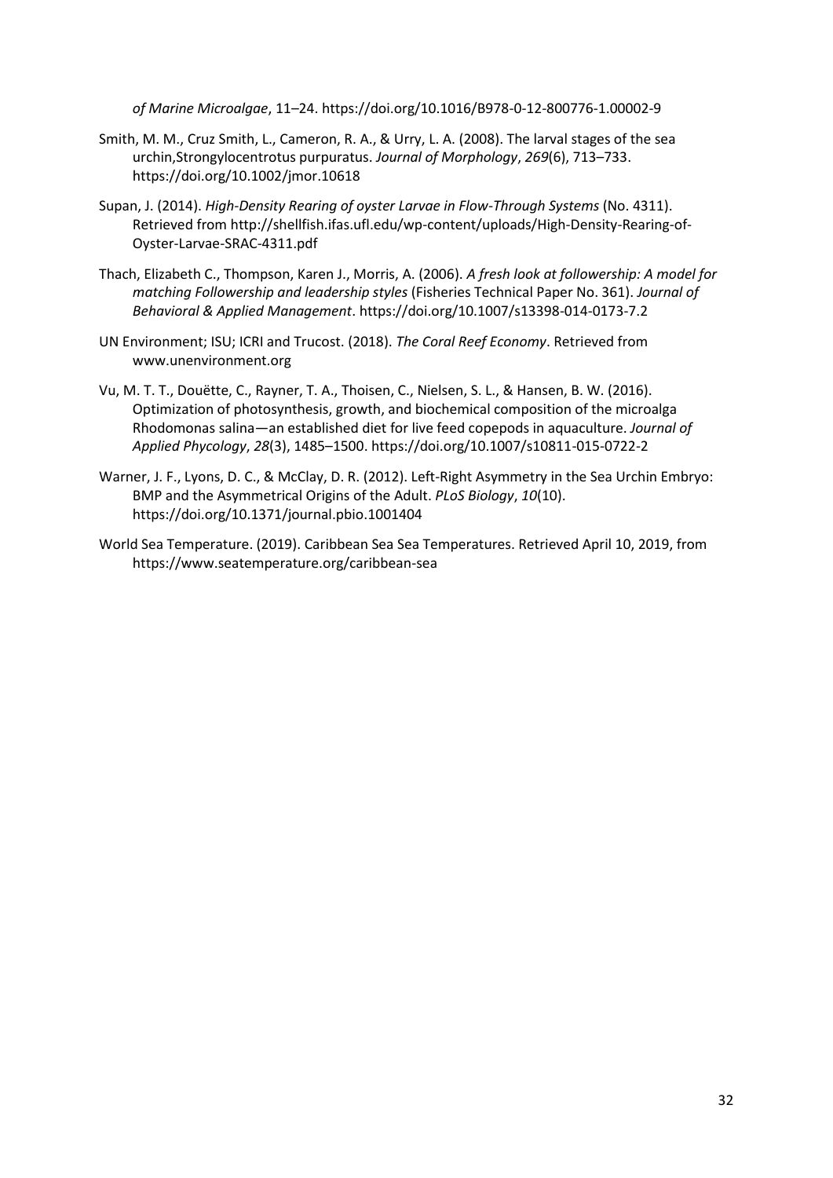*of Marine Microalgae*, 11–24. https://doi.org/10.1016/B978-0-12-800776-1.00002-9

Smith, M. M., Cruz Smith, L., Cameron, R. A., & Urry, L. A. (2008). The larval stages of the sea urchin,Strongylocentrotus purpuratus. *Journal of Morphology*, *269*(6), 713–733. https://doi.org/10.1002/jmor.10618

Supan, J. (2014). *High-Density Rearing of oyster Larvae in Flow-Through Systems* (No. 4311). Retrieved from http://shellfish.ifas.ufl.edu/wp-content/uploads/High-Density-Rearing-of-Oyster-Larvae-SRAC-4311.pdf

Thach, Elizabeth C., Thompson, Karen J., Morris, A. (2006). *A fresh look at followership: A model for matching Followership and leadership styles* (Fisheries Technical Paper No. 361). *Journal of Behavioral & Applied Management*. https://doi.org/10.1007/s13398-014-0173-7.2

UN Environment; ISU; ICRI and Trucost. (2018). *The Coral Reef Economy*. Retrieved from www.unenvironment.org

Vu, M. T. T., Douëtte, C., Rayner, T. A., Thoisen, C., Nielsen, S. L., & Hansen, B. W. (2016). Optimization of photosynthesis, growth, and biochemical composition of the microalga Rhodomonas salina—an established diet for live feed copepods in aquaculture. *Journal of Applied Phycology*, *28*(3), 1485–1500. https://doi.org/10.1007/s10811-015-0722-2

Warner, J. F., Lyons, D. C., & McClay, D. R. (2012). Left-Right Asymmetry in the Sea Urchin Embryo: BMP and the Asymmetrical Origins of the Adult. *PLoS Biology*, *10*(10). https://doi.org/10.1371/journal.pbio.1001404

World Sea Temperature. (2019). Caribbean Sea Sea Temperatures. Retrieved April 10, 2019, from https://www.seatemperature.org/caribbean-sea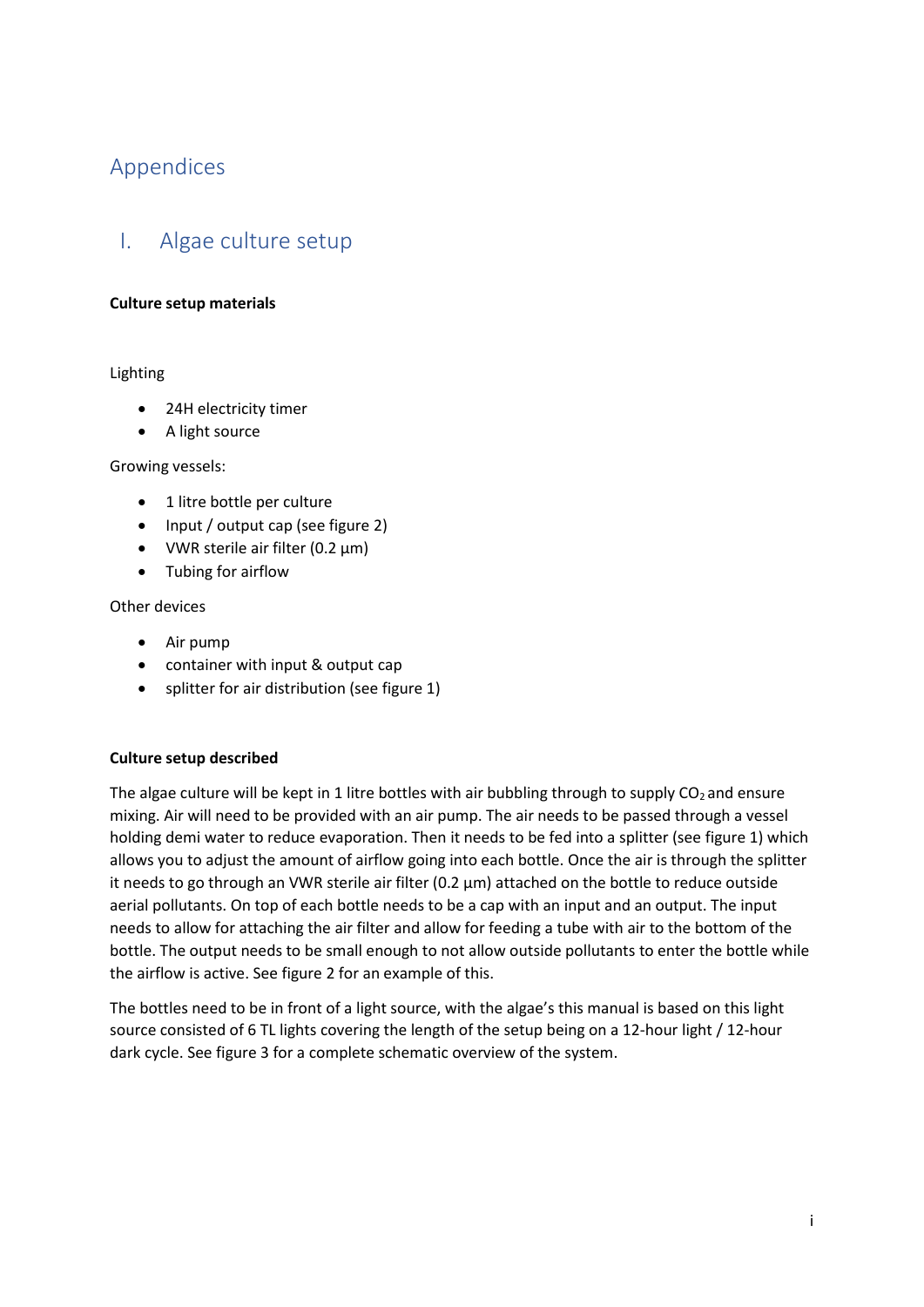# Appendices

## I. Algae culture setup

**Culture setup materials**

Lighting

- 24H electricity timer
- A light source

Growing vessels:

- 1 litre bottle per culture
- Input / output cap (see figure 2)
- VWR sterile air filter (0.2 µm)
- Tubing for airflow

Other devices

- Air pump
- container with input & output cap
- splitter for air distribution (see figure 1)

**Culture setup described**

The algae culture will be kept in 1 litre bottles with air bubbling through to supply $CO_2$ and ensure mixing. Air will need to be provided with an air pump. The air needs to be passed through a vessel holding demi water to reduce evaporation. Then it needs to be fed into a splitter (see figure 1) which allows you to adjust the amount of airflow going into each bottle. Once the air is through the splitter it needs to go through an VWR sterile air filter (0.2 µm) attached on the bottle to reduce outside aerial pollutants. On top of each bottle needs to be a cap with an input and an output. The input needs to allow for attaching the air filter and allow for feeding a tube with air to the bottom of the bottle. The output needs to be small enough to not allow outside pollutants to enter the bottle while the airflow is active. See figure 2 for an example of this.

The bottles need to be in front of a light source, with the algae's this manual is based on this light source consisted of 6 TL lights covering the length of the setup being on a 12-hour light / 12-hour dark cycle. See figure 3 for a complete schematic overview of the system.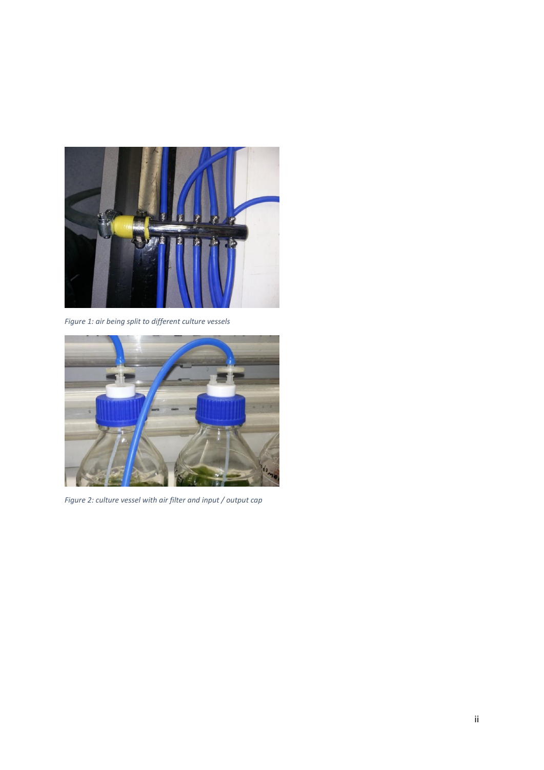*Figure 1: air being split to different culture vessels*

*Figure 2: culture vessel with air filter and input / output cap*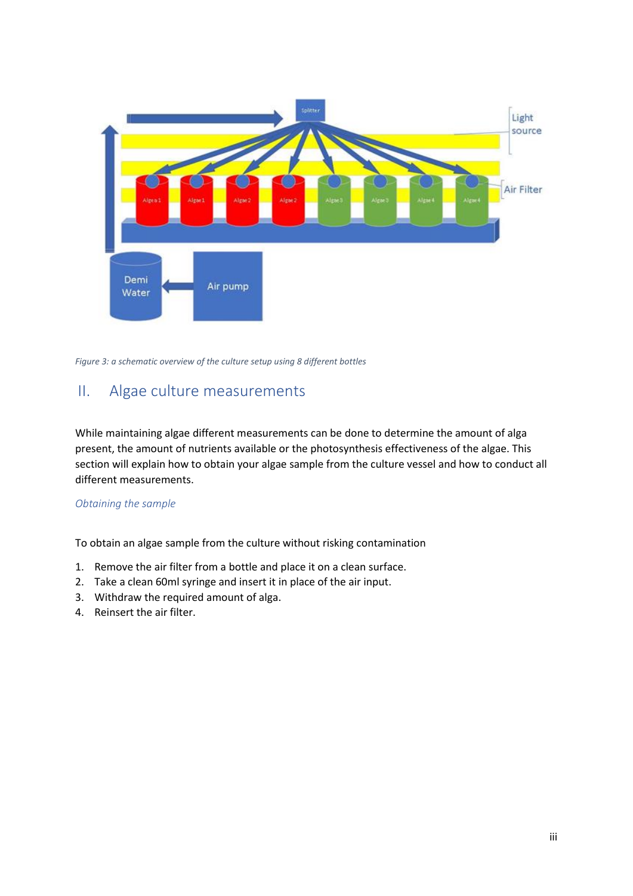*Figure 3: a schematic overview of the culture setup using 8 different bottles*

## II. Algae culture measurements

While maintaining algae different measurements can be done to determine the amount of alga present, the amount of nutrients available or the photosynthesis effectiveness of the algae. This section will explain how to obtain your algae sample from the culture vessel and how to conduct all different measurements.

### *Obtaining the sample*

To obtain an algae sample from the culture without risking contamination

1. Remove the air filter from a bottle and place it on a clean surface.
2. Take a clean 60ml syringe and insert it in place of the air input.
3. Withdraw the required amount of alga.
4. Reinsert the air filter.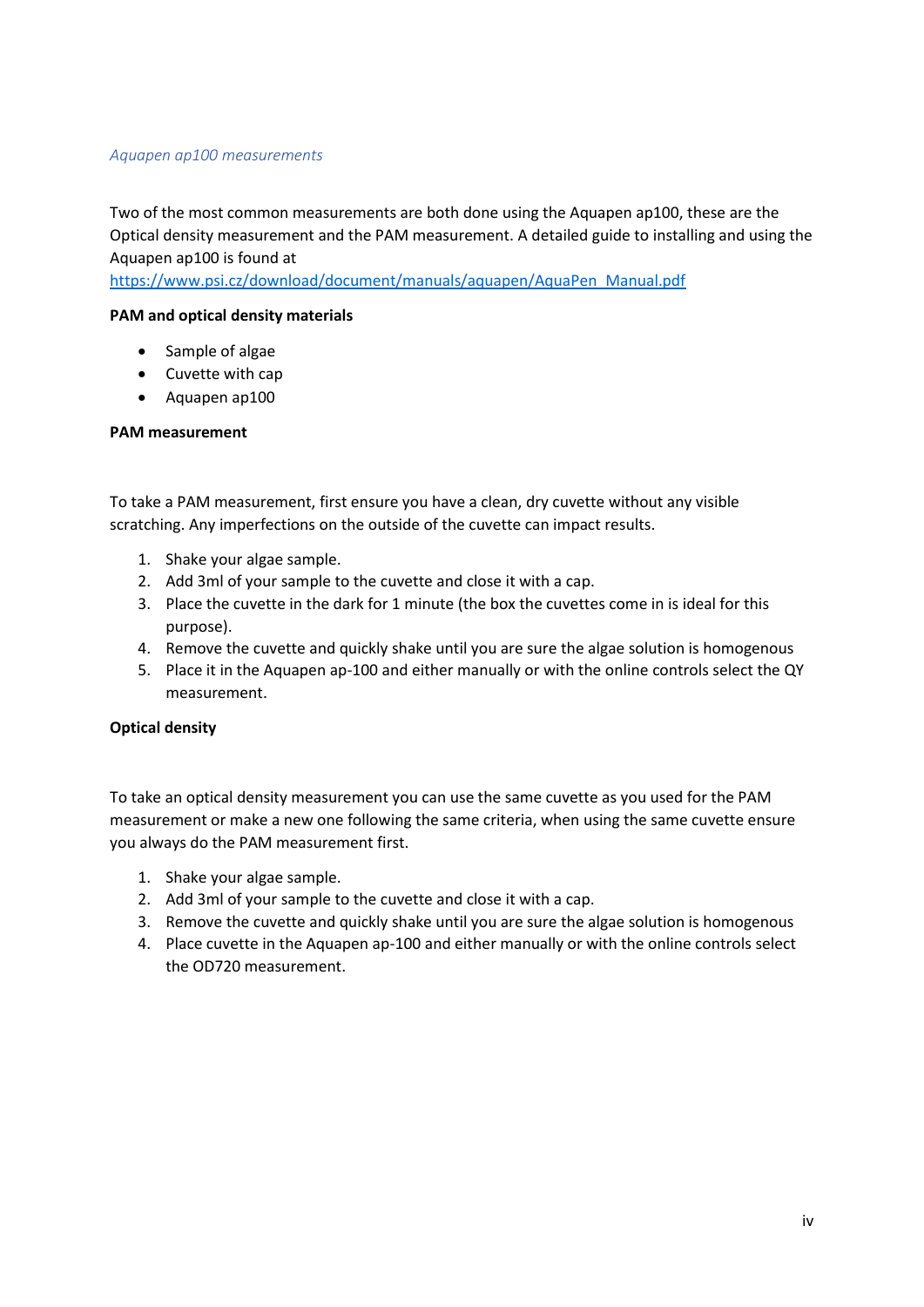*Aquapen ap100 measurements*

Two of the most common measurements are both done using the Aquapen ap100, these are the Optical density measurement and the PAM measurement. A detailed guide to installing and using the Aquapen ap100 is found at https://www.psi.cz/download/document/manuals/aquapen/AquaPen_Manual.pdf

**PAM and optical density materials**

- Sample of algae
- Cuvette with cap
- Aquapen ap100

**PAM measurement**

To take a PAM measurement, first ensure you have a clean, dry cuvette without any visible scratching. Any imperfections on the outside of the cuvette can impact results.

1. Shake your algae sample.
2. Add 3ml of your sample to the cuvette and close it with a cap.
3. Place the cuvette in the dark for 1 minute (the box the cuvettes come in is ideal for this purpose).
4. Remove the cuvette and quickly shake until you are sure the algae solution is homogenous
5. Place it in the Aquapen ap-100 and either manually or with the online controls select the QY measurement.

**Optical density**

To take an optical density measurement you can use the same cuvette as you used for the PAM measurement or make a new one following the same criteria, when using the same cuvette ensure you always do the PAM measurement first.

1. Shake your algae sample.
2. Add 3ml of your sample to the cuvette and close it with a cap.
3. Remove the cuvette and quickly shake until you are sure the algae solution is homogenous
4. Place cuvette in the Aquapen ap-100 and either manually or with the online controls select the OD720 measurement.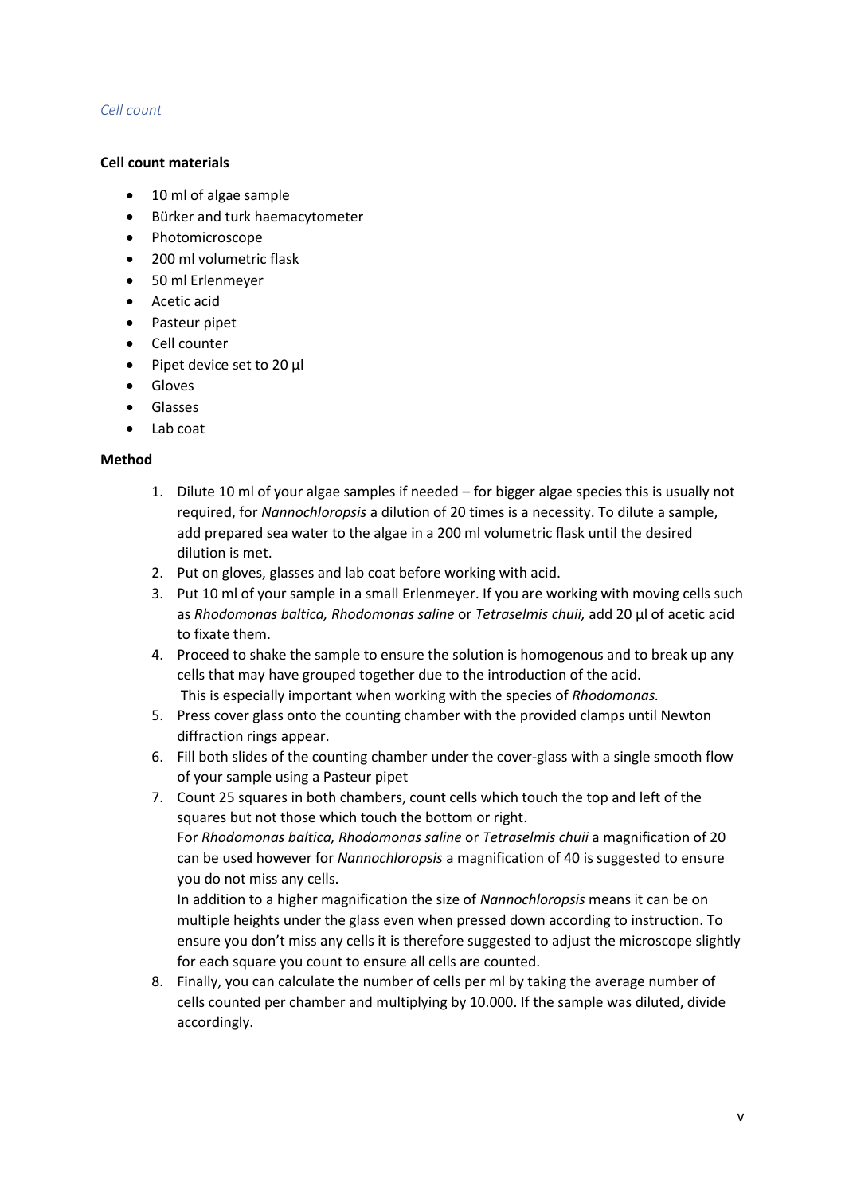*Cell count*

**Cell count materials**

- 10 ml of algae sample
- Bürker and turk haemacytometer
- Photomicroscope
- 200 ml volumetric flask
- 50 ml Erlenmeyer
- Acetic acid
- Pasteur pipet
- Cell counter
- Pipet device set to 20 µl
- Gloves
- Glasses
- Lab coat

**Method**

1. Dilute 10 ml of your algae samples if needed – for bigger algae species this is usually not required, for *Nannochloropsis* a dilution of 20 times is a necessity. To dilute a sample, add prepared sea water to the algae in a 200 ml volumetric flask until the desired dilution is met.
2. Put on gloves, glasses and lab coat before working with acid.
3. Put 10 ml of your sample in a small Erlenmeyer. If you are working with moving cells such as *Rhodomonas baltica, Rhodomonas saline* or *Tetraselmis chuii,* add 20 µl of acetic acid to fixate them.
4. Proceed to shake the sample to ensure the solution is homogenous and to break up any cells that may have grouped together due to the introduction of the acid.
   This is especially important when working with the species of *Rhodomonas.*
5. Press cover glass onto the counting chamber with the provided clamps until Newton diffraction rings appear.
6. Fill both slides of the counting chamber under the cover-glass with a single smooth flow of your sample using a Pasteur pipet
7. Count 25 squares in both chambers, count cells which touch the top and left of the squares but not those which touch the bottom or right.
   For *Rhodomonas baltica, Rhodomonas saline* or *Tetraselmis chuii* a magnification of 20 can be used however for *Nannochloropsis* a magnification of 40 is suggested to ensure you do not miss any cells.
   In addition to a higher magnification the size of *Nannochloropsis* means it can be on multiple heights under the glass even when pressed down according to instruction. To ensure you don't miss any cells it is therefore suggested to adjust the microscope slightly for each square you count to ensure all cells are counted.
8. Finally, you can calculate the number of cells per ml by taking the average number of cells counted per chamber and multiplying by 10.000. If the sample was diluted, divide accordingly.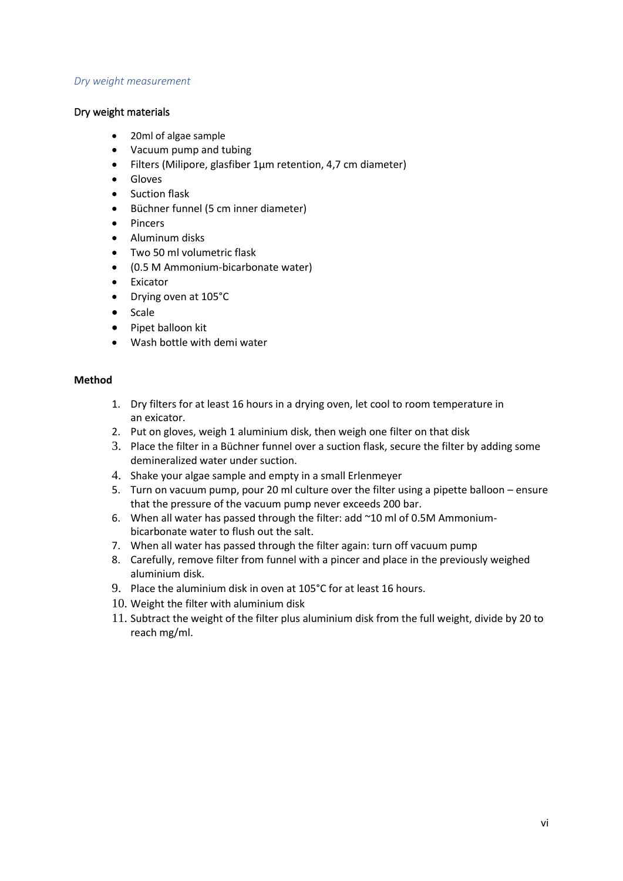*Dry weight measurement*

### Dry weight materials

- 20ml of algae sample
- Vacuum pump and tubing
- Filters (Milipore, glasfiber 1µm retention, 4,7 cm diameter)
- Gloves
- Suction flask
- Büchner funnel (5 cm inner diameter)
- Pincers
- Aluminum disks
- Two 50 ml volumetric flask
- (0.5 M Ammonium-bicarbonate water)
- Excicator
- Drying oven at 105°C
- Scale
- Pipet balloon kit
- Wash bottle with demi water

### Method

1. Dry filters for at least 16 hours in a drying oven, let cool to room temperature in an excicator.
2. Put on gloves, weigh 1 aluminium disk, then weigh one filter on that disk
3. Place the filter in a Büchner funnel over a suction flask, secure the filter by adding some demineralized water under suction.
4. Shake your algae sample and empty in a small Erlenmeyer
5. Turn on vacuum pump, pour 20 ml culture over the filter using a pipette balloon – ensure that the pressure of the vacuum pump never exceeds 200 bar.
6. When all water has passed through the filter: add ~10 ml of 0.5M Ammonium-bicarbonate water to flush out the salt.
7. When all water has passed through the filter again: turn off vacuum pump
8. Carefully, remove filter from funnel with a pincer and place in the previously weighed aluminium disk.
9. Place the aluminium disk in oven at 105°C for at least 16 hours.
10. Weight the filter with aluminium disk
11. Subtract the weight of the filter plus aluminium disk from the full weight, divide by 20 to reach mg/ml.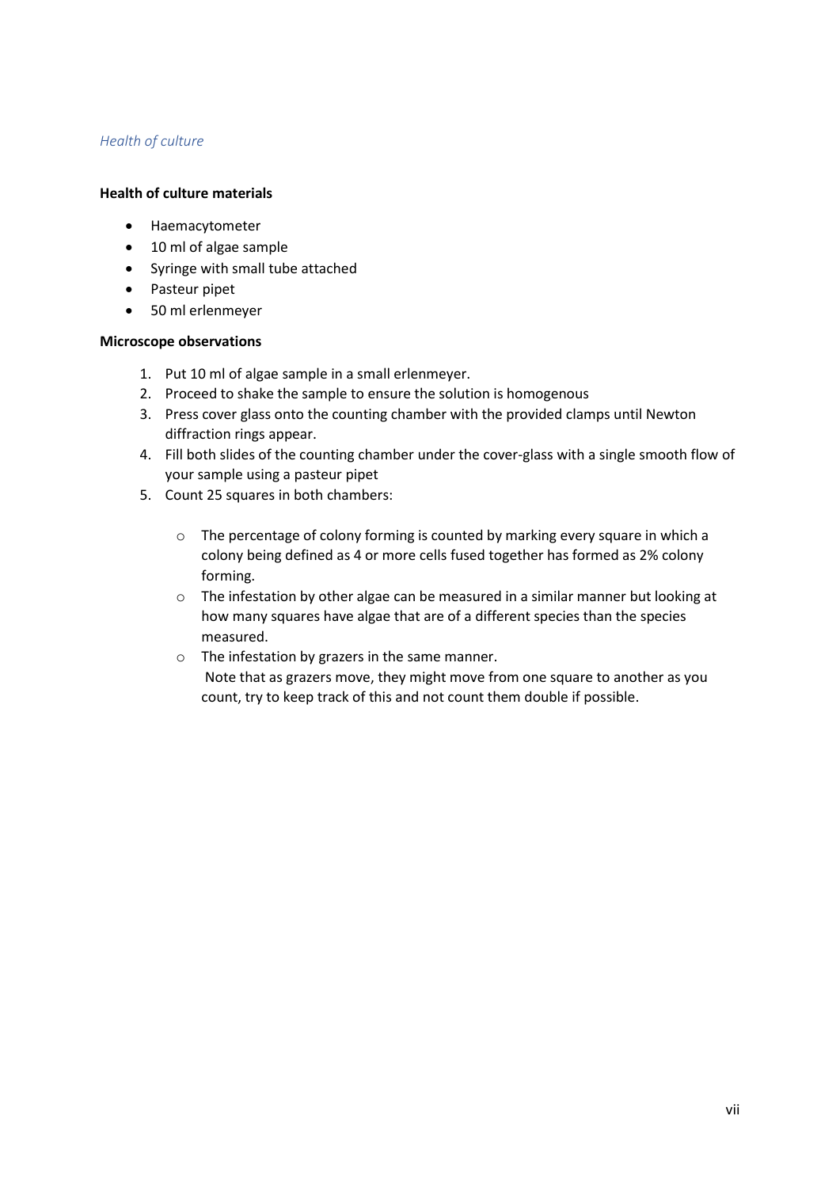### *Health of culture*

**Health of culture materials**

- Haemacytometer
- 10 ml of algae sample
- Syringe with small tube attached
- Pasteur pipet
- 50 ml erlenmeyer

**Microscope observations**

1. Put 10 ml of algae sample in a small erlenmeyer.
2. Proceed to shake the sample to ensure the solution is homogenous
3. Press cover glass onto the counting chamber with the provided clamps until Newton diffraction rings appear.
4. Fill both slides of the counting chamber under the cover-glass with a single smooth flow of your sample using a pasteur pipet
5. Count 25 squares in both chambers:
   - The percentage of colony forming is counted by marking every square in which a colony being defined as 4 or more cells fused together has formed as 2% colony forming.
   - The infestation by other algae can be measured in a similar manner but looking at how many squares have algae that are of a different species than the species measured.
   - The infestation by grazers in the same manner.
     Note that as grazers move, they might move from one square to another as you count, try to keep track of this and not count them double if possible.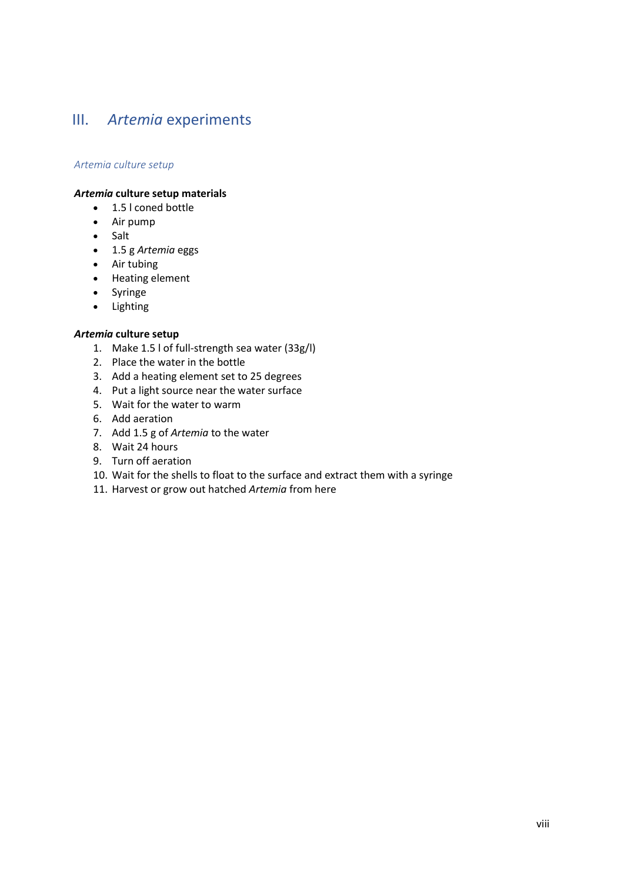# III. *Artemia* experiments

## *Artemia culture setup*

**_Artemia_ culture setup materials**

- 1.5 l coned bottle
- Air pump
- Salt
- 1.5 g *Artemia* eggs
- Air tubing
- Heating element
- Syringe
- Lighting

**_Artemia_ culture setup**

1. Make 1.5 l of full-strength sea water (33g/l)
2. Place the water in the bottle
3. Add a heating element set to 25 degrees
4. Put a light source near the water surface
5. Wait for the water to warm
6. Add aeration
7. Add 1.5 g of *Artemia* to the water
8. Wait 24 hours
9. Turn off aeration
10. Wait for the shells to float to the surface and extract them with a syringe
11. Harvest or grow out hatched *Artemia* from here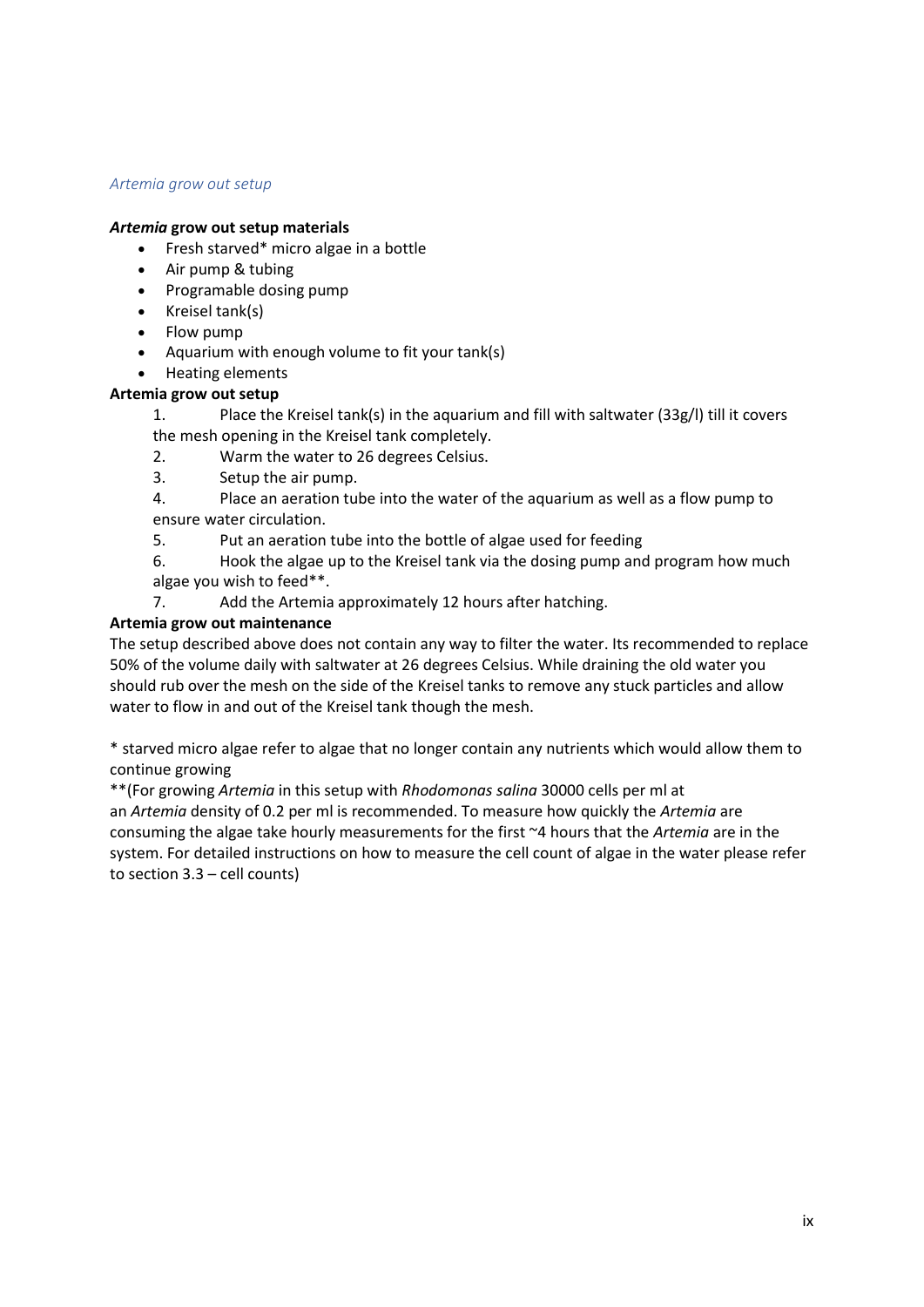*Artemia grow out setup*

***Artemia* grow out setup materials**

- Fresh starved* micro algae in a bottle
- Air pump & tubing
- Programable dosing pump
- Kreisel tank(s)
- Flow pump
- Aquarium with enough volume to fit your tank(s)
- Heating elements

**Artemia grow out setup**

1. Place the Kreisel tank(s) in the aquarium and fill with saltwater (33g/l) till it covers the mesh opening in the Kreisel tank completely.
2. Warm the water to 26 degrees Celsius.
3. Setup the air pump.
4. Place an aeration tube into the water of the aquarium as well as a flow pump to ensure water circulation.
5. Put an aeration tube into the bottle of algae used for feeding
6. Hook the algae up to the Kreisel tank via the dosing pump and program how much algae you wish to feed**.
7. Add the Artemia approximately 12 hours after hatching.

**Artemia grow out maintenance**

The setup described above does not contain any way to filter the water. Its recommended to replace 50% of the volume daily with saltwater at 26 degrees Celsius. While draining the old water you should rub over the mesh on the side of the Kreisel tanks to remove any stuck particles and allow water to flow in and out of the Kreisel tank though the mesh.

* starved micro algae refer to algae that no longer contain any nutrients which would allow them to continue growing

**(For growing *Artemia* in this setup with *Rhodomonas salina* 30000 cells per ml at an *Artemia* density of 0.2 per ml is recommended. To measure how quickly the *Artemia* are consuming the algae take hourly measurements for the first ~4 hours that the *Artemia* are in the system. For detailed instructions on how to measure the cell count of algae in the water please refer to section 3.3 – cell counts)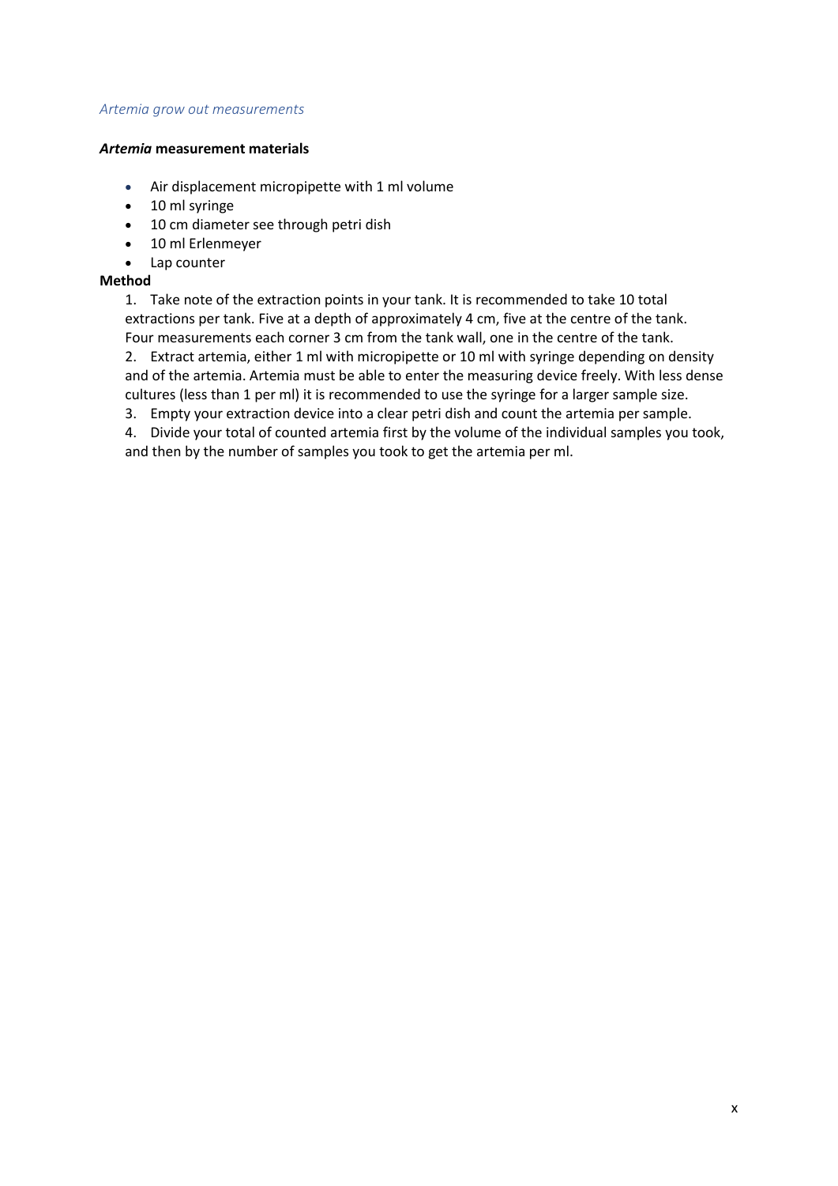*Artemia grow out measurements*

***Artemia* measurement materials**

- Air displacement micropipette with 1 ml volume
- 10 ml syringe
- 10 cm diameter see through petri dish
- 10 ml Erlenmeyer
- Lap counter

**Method**

1. Take note of the extraction points in your tank. It is recommended to take 10 total extractions per tank. Five at a depth of approximately 4 cm, five at the centre of the tank. Four measurements each corner 3 cm from the tank wall, one in the centre of the tank.
2. Extract artemia, either 1 ml with micropipette or 10 ml with syringe depending on density and of the artemia. Artemia must be able to enter the measuring device freely. With less dense cultures (less than 1 per ml) it is recommended to use the syringe for a larger sample size.
3. Empty your extraction device into a clear petri dish and count the artemia per sample.
4. Divide your total of counted artemia first by the volume of the individual samples you took, and then by the number of samples you took to get the artemia per ml.